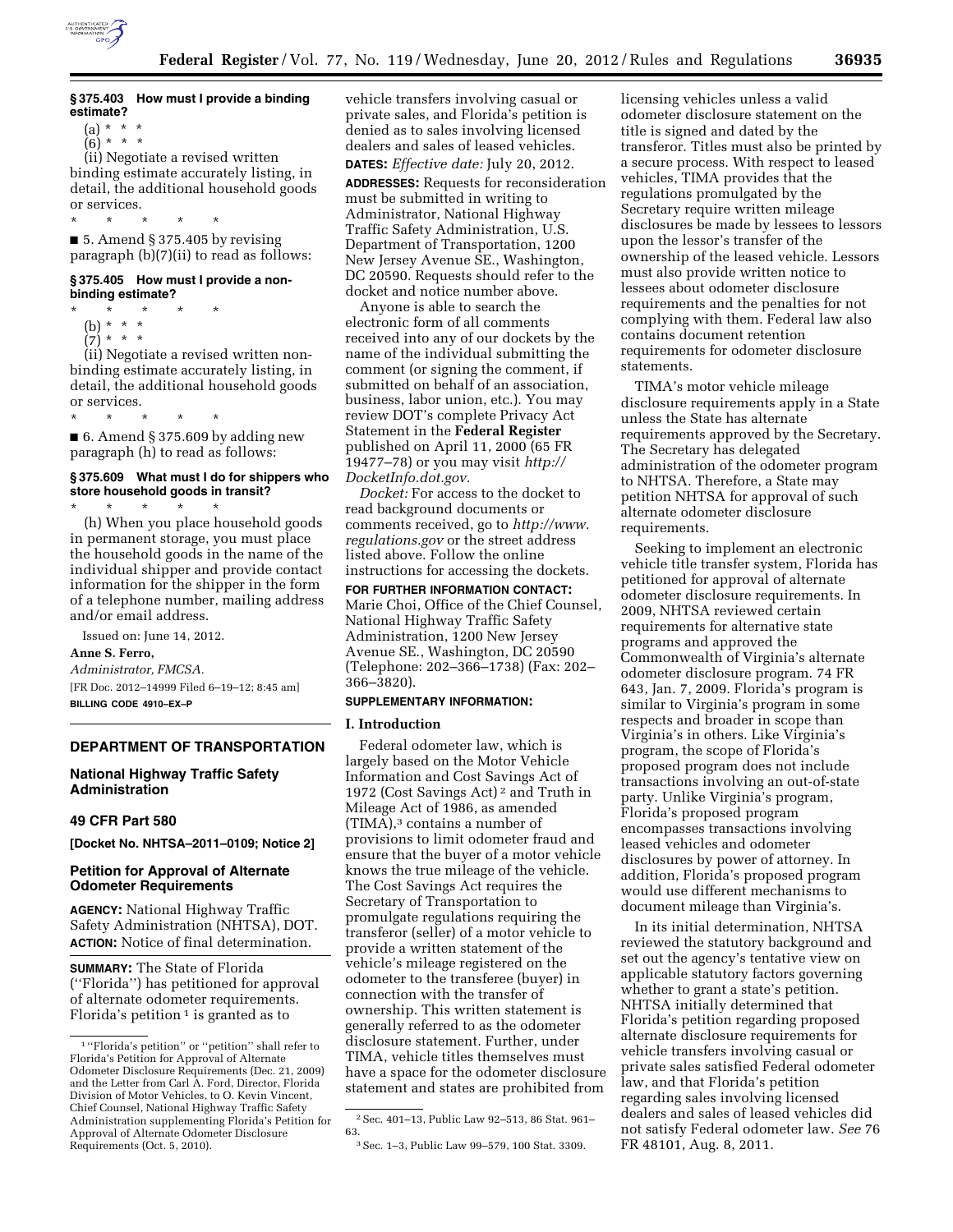**§ 375.403 How must I provide a binding estimate?**

(a) * * *

(6) * * *

(ii) Negotiate a revised written binding estimate accurately listing, in detail, the additional household goods or services.

\* \* \* \* \*

■ 5. Amend § 375.405 by revising paragraph (b)(7)(ii) to read as follows:

**§ 375.405 How must I provide a non-binding estimate?**

\* \* \* \* \*

(b) * * *

(7) * * *

(ii) Negotiate a revised written non-binding estimate accurately listing, in detail, the additional household goods or services.

\* \* \* \* \*

■ 6. Amend § 375.609 by adding new paragraph (h) to read as follows:

**§ 375.609 What must I do for shippers who store household goods in transit?**

\* \* \* \* \*

(h) When you place household goods in permanent storage, you must place the household goods in the name of the individual shipper and provide contact information for the shipper in the form of a telephone number, mailing address and/or email address.

Issued on: June 14, 2012.

**Anne S. Ferro,**

*Administrator, FMCSA.*

[FR Doc. 2012–14999 Filed 6–19–12; 8:45 am]

**BILLING CODE 4910–EX–P**

---

## DEPARTMENT OF TRANSPORTATION

### National Highway Traffic Safety Administration

### 49 CFR Part 580

**[Docket No. NHTSA–2011–0109; Notice 2]**

### Petition for Approval of Alternate Odometer Requirements

**AGENCY:** National Highway Traffic Safety Administration (NHTSA), DOT.

**ACTION:** Notice of final determination.

**SUMMARY:** The State of Florida (''Florida'') has petitioned for approval of alternate odometer requirements. Florida's petition [1] is granted as to vehicle transfers involving casual or private sales, and Florida's petition is denied as to sales involving licensed dealers and sales of leased vehicles.

**DATES:** *Effective date:* July 20, 2012.

**ADDRESSES:** Requests for reconsideration must be submitted in writing to Administrator, National Highway Traffic Safety Administration, U.S. Department of Transportation, 1200 New Jersey Avenue SE., Washington, DC 20590. Requests should refer to the docket and notice number above.

Anyone is able to search the electronic form of all comments received into any of our dockets by the name of the individual submitting the comment (or signing the comment, if submitted on behalf of an association, business, labor union, etc.). You may review DOT's complete Privacy Act Statement in the **Federal Register** published on April 11, 2000 (65 FR 19477–78) or you may visit *http://DocketInfo.dot.gov.*

*Docket:* For access to the docket to read background documents or comments received, go to *http://www.regulations.gov* or the street address listed above. Follow the online instructions for accessing the dockets.

**FOR FURTHER INFORMATION CONTACT:** Marie Choi, Office of the Chief Counsel, National Highway Traffic Safety Administration, 1200 New Jersey Avenue SE., Washington, DC 20590 (Telephone: 202–366–1738) (Fax: 202–366–3820).

**SUPPLEMENTARY INFORMATION:**

**I. Introduction**

Federal odometer law, which is largely based on the Motor Vehicle Information and Cost Savings Act of 1972 (Cost Savings Act) [2] and Truth in Mileage Act of 1986, as amended (TIMA),[3] contains a number of provisions to limit odometer fraud and ensure that the buyer of a motor vehicle knows the true mileage of the vehicle. The Cost Savings Act requires the Secretary of Transportation to promulgate regulations requiring the transferor (seller) of a motor vehicle to provide a written statement of the vehicle's mileage registered on the odometer to the transferee (buyer) in connection with the transfer of ownership. This written statement is generally referred to as the odometer disclosure statement. Further, under TIMA, vehicle titles themselves must have a space for the odometer disclosure statement and states are prohibited from licensing vehicles unless a valid odometer disclosure statement on the title is signed and dated by the transferor. Titles must also be printed by a secure process. With respect to leased vehicles, TIMA provides that the regulations promulgated by the Secretary require written mileage disclosures be made by lessees to lessors upon the lessor's transfer of the ownership of the leased vehicle. Lessors must also provide written notice to lessees about odometer disclosure requirements and the penalties for not complying with them. Federal law also contains document retention requirements for odometer disclosure statements.

TIMA's motor vehicle mileage disclosure requirements apply in a State unless the State has alternate requirements approved by the Secretary. The Secretary has delegated administration of the odometer program to NHTSA. Therefore, a State may petition NHTSA for approval of such alternate odometer disclosure requirements.

Seeking to implement an electronic vehicle title transfer system, Florida has petitioned for approval of alternate odometer disclosure requirements. In 2009, NHTSA reviewed certain requirements for alternative state programs and approved the Commonwealth of Virginia's alternate odometer disclosure program. 74 FR 643, Jan. 7, 2009. Florida's program is similar to Virginia's program in some respects and broader in scope than Virginia's in others. Like Virginia's program, the scope of Florida's proposed program does not include transactions involving an out-of-state party. Unlike Virginia's program, Florida's proposed program encompasses transactions involving leased vehicles and odometer disclosures by power of attorney. In addition, Florida's proposed program would use different mechanisms to document mileage than Virginia's.

In its initial determination, NHTSA reviewed the statutory background and set out the agency's tentative view on applicable statutory factors governing whether to grant a state's petition. NHTSA initially determined that Florida's petition regarding proposed alternate disclosure requirements for vehicle transfers involving casual or private sales satisfied Federal odometer law, and that Florida's petition regarding sales involving licensed dealers and sales of leased vehicles did not satisfy Federal odometer law. *See* 76 FR 48101, Aug. 8, 2011.

---

[1] ''Florida's petition'' or ''petition'' shall refer to Florida's Petition for Approval of Alternate Odometer Disclosure Requirements (Dec. 21, 2009) and the Letter from Carl A. Ford, Director, Florida Division of Motor Vehicles, to O. Kevin Vincent, Chief Counsel, National Highway Traffic Safety Administration supplementing Florida's Petition for Approval of Alternate Odometer Disclosure Requirements (Oct. 5, 2010).

[2] Sec. 401–13, Public Law 92–513, 86 Stat. 961–63.

[3] Sec. 1–3, Public Law 99–579, 100 Stat. 3309.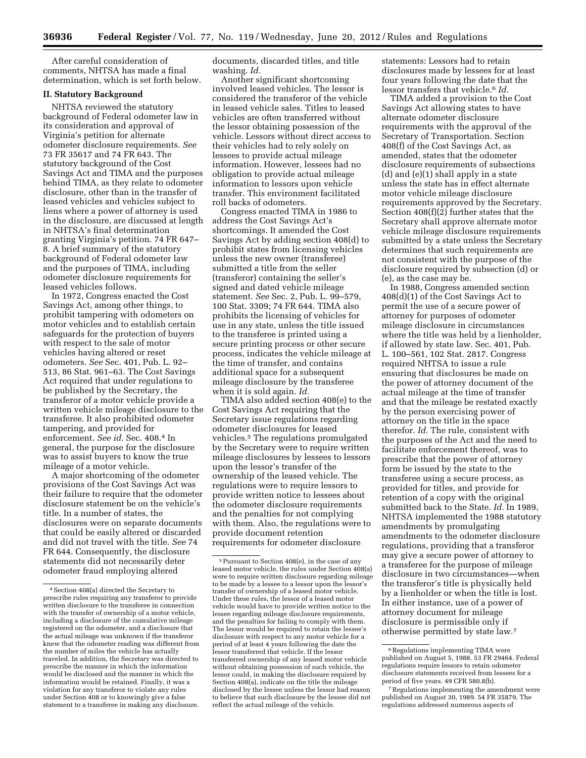After careful consideration of comments, NHTSA has made a final determination, which is set forth below.

## II. Statutory Background

NHTSA reviewed the statutory background of Federal odometer law in its consideration and approval of Virginia's petition for alternate odometer disclosure requirements. *See* 73 FR 35617 and 74 FR 643. The statutory background of the Cost Savings Act and TIMA and the purposes behind TIMA, as they relate to odometer disclosure, other than in the transfer of leased vehicles and vehicles subject to liens where a power of attorney is used in the disclosure, are discussed at length in NHTSA's final determination granting Virginia's petition. 74 FR 647–8. A brief summary of the statutory background of Federal odometer law and the purposes of TIMA, including odometer disclosure requirements for leased vehicles follows.

In 1972, Congress enacted the Cost Savings Act, among other things, to prohibit tampering with odometers on motor vehicles and to establish certain safeguards for the protection of buyers with respect to the sale of motor vehicles having altered or reset odometers. *See* Sec. 401, Pub. L. 92–513, 86 Stat. 961–63. The Cost Savings Act required that under regulations to be published by the Secretary, the transferor of a motor vehicle provide a written vehicle mileage disclosure to the transferee. It also prohibited odometer tampering, and provided for enforcement. *See id.* Sec. 408.[4] In general, the purpose for the disclosure was to assist buyers to know the true mileage of a motor vehicle.

A major shortcoming of the odometer provisions of the Cost Savings Act was their failure to require that the odometer disclosure statement be on the vehicle's title. In a number of states, the disclosures were on separate documents that could be easily altered or discarded and did not travel with the title. *See* 74 FR 644. Consequently, the disclosure statements did not necessarily deter odometer fraud employing altered documents, discarded titles, and title washing. *Id.*

Another significant shortcoming involved leased vehicles. The lessor is considered the transferor of the vehicle in leased vehicle sales. Titles to leased vehicles are often transferred without the lessor obtaining possession of the vehicle. Lessors without direct access to their vehicles had to rely solely on lessees to provide actual mileage information. However, lessees had no obligation to provide actual mileage information to lessors upon vehicle transfer. This environment facilitated roll backs of odometers.

Congress enacted TIMA in 1986 to address the Cost Savings Act's shortcomings. It amended the Cost Savings Act by adding section 408(d) to prohibit states from licensing vehicles unless the new owner (transferee) submitted a title from the seller (transferor) containing the seller's signed and dated vehicle mileage statement. *See* Sec. 2, Pub. L. 99–579, 100 Stat. 3309; 74 FR 644. TIMA also prohibits the licensing of vehicles for use in any state, unless the title issued to the transferee is printed using a secure printing process or other secure process, indicates the vehicle mileage at the time of transfer, and contains additional space for a subsequent mileage disclosure by the transferee when it is sold again. *Id.*

TIMA also added section 408(e) to the Cost Savings Act requiring that the Secretary issue regulations regarding odometer disclosures for leased vehicles.[5] The regulations promulgated by the Secretary were to require written mileage disclosures by lessees to lessors upon the lessor's transfer of the ownership of the leased vehicle. The regulations were to require lessors to provide written notice to lessees about the odometer disclosure requirements and the penalties for not complying with them. Also, the regulations were to provide document retention requirements for odometer disclosure statements: Lessors had to retain disclosures made by lessees for at least four years following the date that the lessor transfers that vehicle.[6] *Id.*

TIMA added a provision to the Cost Savings Act allowing states to have alternate odometer disclosure requirements with the approval of the Secretary of Transportation. Section 408(f) of the Cost Savings Act, as amended, states that the odometer disclosure requirements of subsections (d) and (e)(1) shall apply in a state unless the state has in effect alternate motor vehicle mileage disclosure requirements approved by the Secretary. Section 408(f)(2) further states that the Secretary shall approve alternate motor vehicle mileage disclosure requirements submitted by a state unless the Secretary determines that such requirements are not consistent with the purpose of the disclosure required by subsection (d) or (e), as the case may be.

In 1988, Congress amended section 408(d)(1) of the Cost Savings Act to permit the use of a secure power of attorney for purposes of odometer mileage disclosure in circumstances where the title was held by a lienholder, if allowed by state law. Sec. 401, Pub. L. 100–561, 102 Stat. 2817. Congress required NHTSA to issue a rule ensuring that disclosures be made on the power of attorney document of the actual mileage at the time of transfer and that the mileage be restated exactly by the person exercising power of attorney on the title in the space therefor. *Id.* The rule, consistent with the purposes of the Act and the need to facilitate enforcement thereof, was to prescribe that the power of attorney form be issued by the state to the transferee using a secure process, as provided for titles, and provide for retention of a copy with the original submitted back to the State. *Id.* In 1989, NHTSA implemented the 1988 statutory amendments by promulgating amendments to the odometer disclosure regulations, providing that a transferor may give a secure power of attorney to a transferee for the purpose of mileage disclosure in two circumstances—when the transferor's title is physically held by a lienholder or when the title is lost. In either instance, use of a power of attorney document for mileage disclosure is permissible only if otherwise permitted by state law.[7]

---

[4] Section 408(a) directed the Secretary to prescribe rules requiring any transferor to provide written disclosure to the transferee in connection with the transfer of ownership of a motor vehicle, including a disclosure of the cumulative mileage registered on the odometer, and a disclosure that the actual mileage was unknown if the transferor knew that the odometer reading was different from the number of miles the vehicle has actually traveled. In addition, the Secretary was directed to prescribe the manner in which the information would be disclosed and the manner in which the information would be retained. Finally, it was a violation for any transferor to violate any rules under Section 408 or to knowingly give a false statement to a transferee in making any disclosure.

[5] Pursuant to Section 408(e), in the case of any leased motor vehicle, the rules under Section 408(a) were to require written disclosure regarding mileage to be made by a lessee to a lessor upon the lessor's transfer of ownership of a leased motor vehicle. Under these rules, the lessor of a leased motor vehicle would have to provide written notice to the lessee regarding mileage disclosure requirements, and the penalties for failing to comply with them. The lessor would be required to retain the lessee's disclosure with respect to any motor vehicle for a period of at least 4 years following the date the lessor transferred that vehicle. If the lessor transferred ownership of any leased motor vehicle without obtaining possession of such vehicle, the lessor could, in making the disclosure required by Section 408(a), indicate on the title the mileage disclosed by the lessee unless the lessor had reason to believe that such disclosure by the lessee did not reflect the actual mileage of the vehicle.

[6] Regulations implementing TIMA were published on August 5, 1988. 53 FR 29464. Federal regulations require lessors to retain odometer disclosure statements received from lessees for a period of five years. 49 CFR 580.8(b).

[7] Regulations implementing the amendment were published on August 30, 1989. 54 FR 35879. The regulations addressed numerous aspects of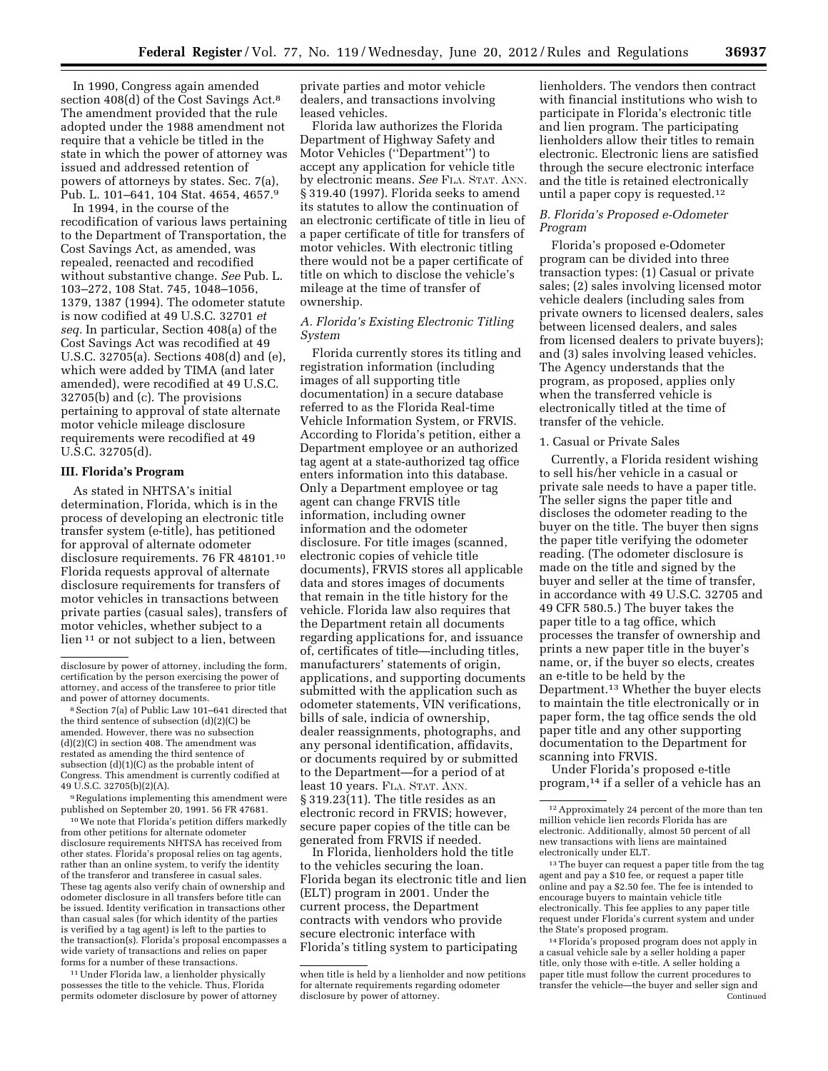In 1990, Congress again amended section 408(d) of the Cost Savings Act.[8] The amendment provided that the rule adopted under the 1988 amendment not require that a vehicle be titled in the state in which the power of attorney was issued and addressed retention of powers of attorneys by states. Sec. 7(a), Pub. L. 101–641, 104 Stat. 4654, 4657.[9]

In 1994, in the course of the recodification of various laws pertaining to the Department of Transportation, the Cost Savings Act, as amended, was repealed, reenacted and recodified without substantive change. *See* Pub. L. 103–272, 108 Stat. 745, 1048–1056, 1379, 1387 (1994). The odometer statute is now codified at 49 U.S.C. 32701 *et seq.* In particular, Section 408(a) of the Cost Savings Act was recodified at 49 U.S.C. 32705(a). Sections 408(d) and (e), which were added by TIMA (and later amended), were recodified at 49 U.S.C. 32705(b) and (c). The provisions pertaining to approval of state alternate motor vehicle mileage disclosure requirements were recodified at 49 U.S.C. 32705(d).

## III. Florida's Program

As stated in NHTSA's initial determination, Florida, which is in the process of developing an electronic title transfer system (e-title), has petitioned for approval of alternate odometer disclosure requirements. 76 FR 48101.[10] Florida requests approval of alternate disclosure requirements for transfers of motor vehicles in transactions between private parties (casual sales), transfers of motor vehicles, whether subject to a lien [11] or not subject to a lien, between private parties and motor vehicle dealers, and transactions involving leased vehicles.

Florida law authorizes the Florida Department of Highway Safety and Motor Vehicles ("Department") to accept any application for vehicle title by electronic means. *See* FLA. STAT. ANN. § 319.40 (1997). Florida seeks to amend its statutes to allow the continuation of an electronic certificate of title in lieu of a paper certificate of title for transfers of motor vehicles. With electronic titling there would not be a paper certificate of title on which to disclose the vehicle's mileage at the time of transfer of ownership.

### *A. Florida's Existing Electronic Titling System*

Florida currently stores its titling and registration information (including images of all supporting title documentation) in a secure database referred to as the Florida Real-time Vehicle Information System, or FRVIS. According to Florida's petition, either a Department employee or an authorized tag agent at a state-authorized tag office enters information into this database. Only a Department employee or tag agent can change FRVIS title information, including owner information and the odometer disclosure. For title images (scanned, electronic copies of vehicle title documents), FRVIS stores all applicable data and stores images of documents that remain in the title history for the vehicle. Florida law also requires that the Department retain all documents regarding applications for, and issuance of, certificates of title—including titles, manufacturers' statements of origin, applications, and supporting documents submitted with the application such as odometer statements, VIN verifications, bills of sale, indicia of ownership, dealer reassignments, photographs, and any personal identification, affidavits, or documents required by or submitted to the Department—for a period of at least 10 years. FLA. STAT. ANN. § 319.23(11). The title resides as an electronic record in FRVIS; however, secure paper copies of the title can be generated from FRVIS if needed.

In Florida, lienholders hold the title to the vehicles securing the loan. Florida began its electronic title and lien (ELT) program in 2001. Under the current process, the Department contracts with vendors who provide secure electronic interface with Florida's titling system to participating lienholders. The vendors then contract with financial institutions who wish to participate in Florida's electronic title and lien program. The participating lienholders allow their titles to remain electronic. Electronic liens are satisfied through the secure electronic interface and the title is retained electronically until a paper copy is requested.[12]

### *B. Florida's Proposed e-Odometer Program*

Florida's proposed e-Odometer program can be divided into three transaction types: (1) Casual or private sales; (2) sales involving licensed motor vehicle dealers (including sales from private owners to licensed dealers, sales between licensed dealers, and sales from licensed dealers to private buyers); and (3) sales involving leased vehicles. The Agency understands that the program, as proposed, applies only when the transferred vehicle is electronically titled at the time of transfer of the vehicle.

#### 1. Casual or Private Sales

Currently, a Florida resident wishing to sell his/her vehicle in a casual or private sale needs to have a paper title. The seller signs the paper title and discloses the odometer reading to the buyer on the title. The buyer then signs the paper title verifying the odometer reading. (The odometer disclosure is made on the title and signed by the buyer and seller at the time of transfer, in accordance with 49 U.S.C. 32705 and 49 CFR 580.5.) The buyer takes the paper title to a tag office, which processes the transfer of ownership and prints a new paper title in the buyer's name, or, if the buyer so elects, creates an e-title to be held by the Department.[13] Whether the buyer elects to maintain the title electronically or in paper form, the tag office sends the old paper title and any other supporting documentation to the Department for scanning into FRVIS.

Under Florida's proposed e-title program,[14] if a seller of a vehicle has an

---

disclosure by power of attorney, including the form, certification by the person exercising the power of attorney, and access of the transferee to prior title and power of attorney documents.

[8] Section 7(a) of Public Law 101–641 directed that the third sentence of subsection (d)(2)(C) be amended. However, there was no subsection (d)(2)(C) in section 408. The amendment was restated as amending the third sentence of subsection (d)(1)(C) as the probable intent of Congress. This amendment is currently codified at 49 U.S.C. 32705(b)(2)(A).

[9] Regulations implementing this amendment were published on September 20, 1991. 56 FR 47681.

[10] We note that Florida's petition differs markedly from other petitions for alternate odometer disclosure requirements NHTSA has received from other states. Florida's proposal relies on tag agents, rather than an online system, to verify the identity of the transferor and transferee in casual sales. These tag agents also verify chain of ownership and odometer disclosure in all transfers before title can be issued. Identity verification in transactions other than casual sales (for which identity of the parties is verified by a tag agent) is left to the parties to the transaction(s). Florida's proposal encompasses a wide variety of transactions and relies on paper forms for a number of these transactions.

[11] Under Florida law, a lienholder physically possesses the title to the vehicle. Thus, Florida permits odometer disclosure by power of attorney when title is held by a lienholder and now petitions for alternate requirements regarding odometer disclosure by power of attorney.

[12] Approximately 24 percent of the more than ten million vehicle lien records Florida has are electronic. Additionally, almost 50 percent of all new transactions with liens are maintained electronically under ELT.

[13] The buyer can request a paper title from the tag agent and pay a $10 fee, or request a paper title online and pay a $2.50 fee. The fee is intended to encourage buyers to maintain vehicle title electronically. This fee applies to any paper title request under Florida's current system and under the State's proposed program.

[14] Florida's proposed program does not apply in a casual vehicle sale by a seller holding a paper title, only those with e-title. A seller holding a paper title must follow the current procedures to transfer the vehicle—the buyer and seller sign and Continued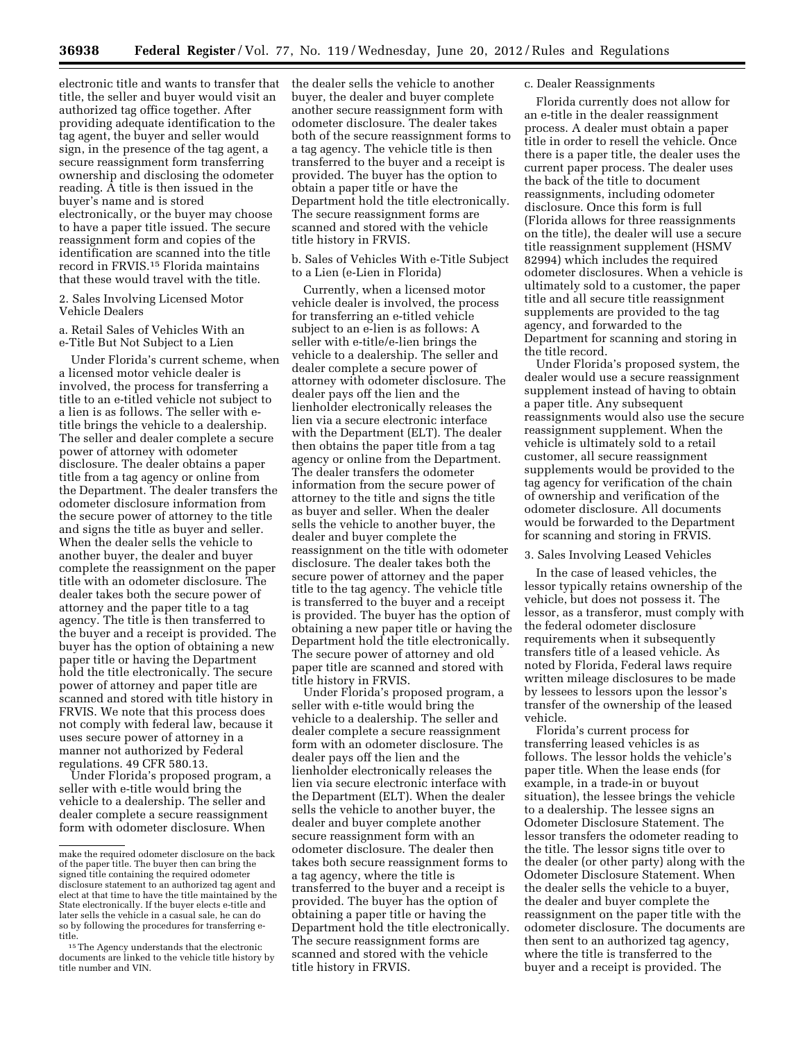electronic title and wants to transfer that title, the seller and buyer would visit an authorized tag office together. After providing adequate identification to the tag agent, the buyer and seller would sign, in the presence of the tag agent, a secure reassignment form transferring ownership and disclosing the odometer reading. A title is then issued in the buyer's name and is stored electronically, or the buyer may choose to have a paper title issued. The secure reassignment form and copies of the identification are scanned into the title record in FRVIS.[15] Florida maintains that these would travel with the title.

2. Sales Involving Licensed Motor Vehicle Dealers

a. Retail Sales of Vehicles With an e-Title But Not Subject to a Lien

Under Florida's current scheme, when a licensed motor vehicle dealer is involved, the process for transferring a title to an e-titled vehicle not subject to a lien is as follows. The seller with e-title brings the vehicle to a dealership. The seller and dealer complete a secure power of attorney with odometer disclosure. The dealer obtains a paper title from a tag agency or online from the Department. The dealer transfers the odometer disclosure information from the secure power of attorney to the title and signs the title as buyer and seller. When the dealer sells the vehicle to another buyer, the dealer and buyer complete the reassignment on the paper title with an odometer disclosure. The dealer takes both the secure power of attorney and the paper title to a tag agency. The title is then transferred to the buyer and a receipt is provided. The buyer has the option of obtaining a new paper title or having the Department hold the title electronically. The secure power of attorney and paper title are scanned and stored with title history in FRVIS. We note that this process does not comply with federal law, because it uses secure power of attorney in a manner not authorized by Federal regulations. 49 CFR 580.13.

Under Florida's proposed program, a seller with e-title would bring the vehicle to a dealership. The seller and dealer complete a secure reassignment form with odometer disclosure. When the dealer sells the vehicle to another buyer, the dealer and buyer complete another secure reassignment form with odometer disclosure. The dealer takes both of the secure reassignment forms to a tag agency. The vehicle title is then transferred to the buyer and a receipt is provided. The buyer has the option to obtain a paper title or have the Department hold the title electronically. The secure reassignment forms are scanned and stored with the vehicle title history in FRVIS.

b. Sales of Vehicles With e-Title Subject to a Lien (e-Lien in Florida)

Currently, when a licensed motor vehicle dealer is involved, the process for transferring an e-titled vehicle subject to an e-lien is as follows: A seller with e-title/e-lien brings the vehicle to a dealership. The seller and dealer complete a secure power of attorney with odometer disclosure. The dealer pays off the lien and the lienholder electronically releases the lien via a secure electronic interface with the Department (ELT). The dealer then obtains the paper title from a tag agency or online from the Department. The dealer transfers the odometer information from the secure power of attorney to the title and signs the title as buyer and seller. When the dealer sells the vehicle to another buyer, the dealer and buyer complete the reassignment on the title with odometer disclosure. The dealer takes both the secure power of attorney and the paper title to the tag agency. The vehicle title is transferred to the buyer and a receipt is provided. The buyer has the option of obtaining a new paper title or having the Department hold the title electronically. The secure power of attorney and old paper title are scanned and stored with title history in FRVIS.

Under Florida's proposed program, a seller with e-title would bring the vehicle to a dealership. The seller and dealer complete a secure reassignment form with an odometer disclosure. The dealer pays off the lien and the lienholder electronically releases the lien via secure electronic interface with the Department (ELT). When the dealer sells the vehicle to another buyer, the dealer and buyer complete another secure reassignment form with an odometer disclosure. The dealer then takes both secure reassignment forms to a tag agency, where the title is transferred to the buyer and a receipt is provided. The buyer has the option of obtaining a paper title or having the Department hold the title electronically. The secure reassignment forms are scanned and stored with the vehicle title history in FRVIS.

c. Dealer Reassignments

Florida currently does not allow for an e-title in the dealer reassignment process. A dealer must obtain a paper title in order to resell the vehicle. Once there is a paper title, the dealer uses the current paper process. The dealer uses the back of the title to document reassignments, including odometer disclosure. Once this form is full (Florida allows for three reassignments on the title), the dealer will use a secure title reassignment supplement (HSMV 82994) which includes the required odometer disclosures. When a vehicle is ultimately sold to a customer, the paper title and all secure title reassignment supplements are provided to the tag agency, and forwarded to the Department for scanning and storing in the title record.

Under Florida's proposed system, the dealer would use a secure reassignment supplement instead of having to obtain a paper title. Any subsequent reassignments would also use the secure reassignment supplement. When the vehicle is ultimately sold to a retail customer, all secure reassignment supplements would be provided to the tag agency for verification of the chain of ownership and verification of the odometer disclosure. All documents would be forwarded to the Department for scanning and storing in FRVIS.

3. Sales Involving Leased Vehicles

In the case of leased vehicles, the lessor typically retains ownership of the vehicle, but does not possess it. The lessor, as a transferor, must comply with the federal odometer disclosure requirements when it subsequently transfers title of a leased vehicle. As noted by Florida, Federal laws require written mileage disclosures to be made by lessees to lessors upon the lessor's transfer of the ownership of the leased vehicle.

Florida's current process for transferring leased vehicles is as follows. The lessor holds the vehicle's paper title. When the lease ends (for example, in a trade-in or buyout situation), the lessee brings the vehicle to a dealership. The lessee signs an Odometer Disclosure Statement. The lessor transfers the odometer reading to the title. The lessor signs title over to the dealer (or other party) along with the Odometer Disclosure Statement. When the dealer sells the vehicle to a buyer, the dealer and buyer complete the reassignment on the paper title with the odometer disclosure. The documents are then sent to an authorized tag agency, where the title is transferred to the buyer and a receipt is provided. The

make the required odometer disclosure on the back of the paper title. The buyer then can bring the signed title containing the required odometer disclosure statement to an authorized tag agent and elect at that time to have the title maintained by the State electronically. If the buyer elects e-title and later sells the vehicle in a casual sale, he can do so by following the procedures for transferring e-title.

[15] The Agency understands that the electronic documents are linked to the vehicle title history by title number and VIN.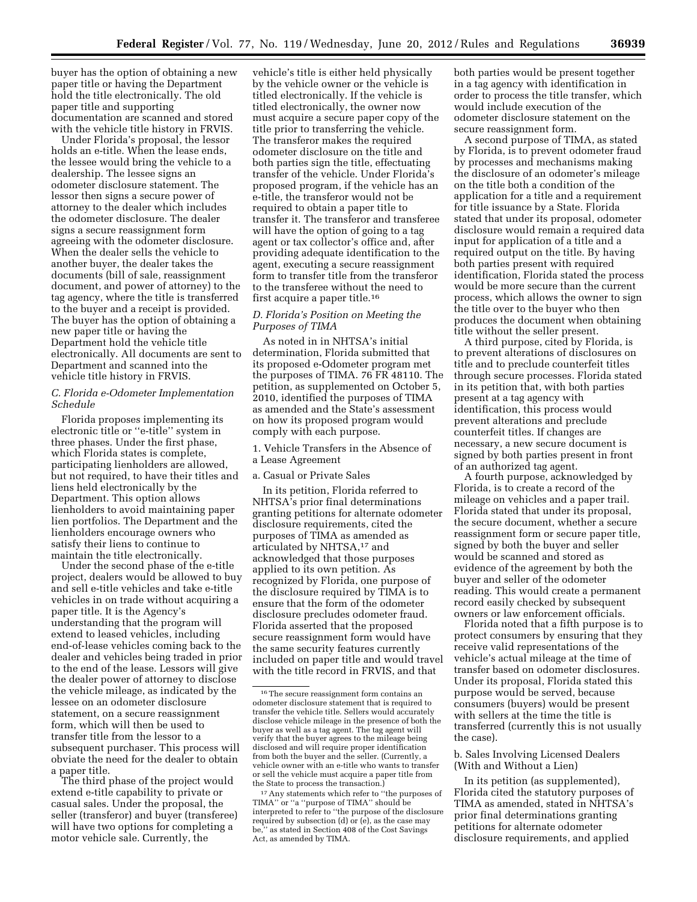buyer has the option of obtaining a new paper title or having the Department hold the title electronically. The old paper title and supporting documentation are scanned and stored with the vehicle title history in FRVIS.

Under Florida's proposal, the lessor holds an e-title. When the lease ends, the lessee would bring the vehicle to a dealership. The lessee signs an odometer disclosure statement. The lessor then signs a secure power of attorney to the dealer which includes the odometer disclosure. The dealer signs a secure reassignment form agreeing with the odometer disclosure. When the dealer sells the vehicle to another buyer, the dealer takes the documents (bill of sale, reassignment document, and power of attorney) to the tag agency, where the title is transferred to the buyer and a receipt is provided. The buyer has the option of obtaining a new paper title or having the Department hold the vehicle title electronically. All documents are sent to Department and scanned into the vehicle title history in FRVIS.

### C. Florida e-Odometer Implementation Schedule

Florida proposes implementing its electronic title or ''e-title'' system in three phases. Under the first phase, which Florida states is complete, participating lienholders are allowed, but not required, to have their titles and liens held electronically by the Department. This option allows lienholders to avoid maintaining paper lien portfolios. The Department and the lienholders encourage owners who satisfy their liens to continue to maintain the title electronically.

Under the second phase of the e-title project, dealers would be allowed to buy and sell e-title vehicles and take e-title vehicles in on trade without acquiring a paper title. It is the Agency's understanding that the program will extend to leased vehicles, including end-of-lease vehicles coming back to the dealer and vehicles being traded in prior to the end of the lease. Lessors will give the dealer power of attorney to disclose the vehicle mileage, as indicated by the lessee on an odometer disclosure statement, on a secure reassignment form, which will then be used to transfer title from the lessor to a subsequent purchaser. This process will obviate the need for the dealer to obtain a paper title.

The third phase of the project would extend e-title capability to private or casual sales. Under the proposal, the seller (transferor) and buyer (transferee) will have two options for completing a motor vehicle sale. Currently, the vehicle's title is either held physically by the vehicle owner or the vehicle is titled electronically. If the vehicle is titled electronically, the owner now must acquire a secure paper copy of the title prior to transferring the vehicle. The transferor makes the required odometer disclosure on the title and both parties sign the title, effectuating transfer of the vehicle. Under Florida's proposed program, if the vehicle has an e-title, the transferor would not be required to obtain a paper title to transfer it. The transferor and transferee will have the option of going to a tag agent or tax collector's office and, after providing adequate identification to the agent, executing a secure reassignment form to transfer title from the transferor to the transferee without the need to first acquire a paper title.[16]

### D. Florida's Position on Meeting the Purposes of TIMA

As noted in in NHTSA's initial determination, Florida submitted that its proposed e-Odometer program met the purposes of TIMA. 76 FR 48110. The petition, as supplemented on October 5, 2010, identified the purposes of TIMA as amended and the State's assessment on how its proposed program would comply with each purpose.

1. Vehicle Transfers in the Absence of a Lease Agreement

a. Casual or Private Sales

In its petition, Florida referred to NHTSA's prior final determinations granting petitions for alternate odometer disclosure requirements, cited the purposes of TIMA as amended as articulated by NHTSA,[17] and acknowledged that those purposes applied to its own petition. As recognized by Florida, one purpose of the disclosure required by TIMA is to ensure that the form of the odometer disclosure precludes odometer fraud. Florida asserted that the proposed secure reassignment form would have the same security features currently included on paper title and would travel with the title record in FRVIS, and that both parties would be present together in a tag agency with identification in order to process the title transfer, which would include execution of the odometer disclosure statement on the secure reassignment form.

A second purpose of TIMA, as stated by Florida, is to prevent odometer fraud by processes and mechanisms making the disclosure of an odometer's mileage on the title both a condition of the application for a title and a requirement for title issuance by a State. Florida stated that under its proposal, odometer disclosure would remain a required data input for application of a title and a required output on the title. By having both parties present with required identification, Florida stated the process would be more secure than the current process, which allows the owner to sign the title over to the buyer who then produces the document when obtaining title without the seller present.

A third purpose, cited by Florida, is to prevent alterations of disclosures on title and to preclude counterfeit titles through secure processes. Florida stated in its petition that, with both parties present at a tag agency with identification, this process would prevent alterations and preclude counterfeit titles. If changes are necessary, a new secure document is signed by both parties present in front of an authorized tag agent.

A fourth purpose, acknowledged by Florida, is to create a record of the mileage on vehicles and a paper trail. Florida stated that under its proposal, the secure document, whether a secure reassignment form or secure paper title, signed by both the buyer and seller would be scanned and stored as evidence of the agreement by both the buyer and seller of the odometer reading. This would create a permanent record easily checked by subsequent owners or law enforcement officials.

Florida noted that a fifth purpose is to protect consumers by ensuring that they receive valid representations of the vehicle's actual mileage at the time of transfer based on odometer disclosures. Under its proposal, Florida stated this purpose would be served, because consumers (buyers) would be present with sellers at the time the title is transferred (currently this is not usually the case).

b. Sales Involving Licensed Dealers (With and Without a Lien)

In its petition (as supplemented), Florida cited the statutory purposes of TIMA as amended, stated in NHTSA's prior final determinations granting petitions for alternate odometer disclosure requirements, and applied

---

[16] The secure reassignment form contains an odometer disclosure statement that is required to transfer the vehicle title. Sellers would accurately disclose vehicle mileage in the presence of both the buyer as well as a tag agent. The tag agent will verify that the buyer agrees to the mileage being disclosed and will require proper identification from both the buyer and the seller. (Currently, a vehicle owner with an e-title who wants to transfer or sell the vehicle must acquire a paper title from the State to process the transaction.)

[17] Any statements which refer to ''the purposes of TIMA'' or ''a ''purpose of TIMA'' should be interpreted to refer to ''the purpose of the disclosure required by subsection (d) or (e), as the case may be,'' as stated in Section 408 of the Cost Savings Act, as amended by TIMA.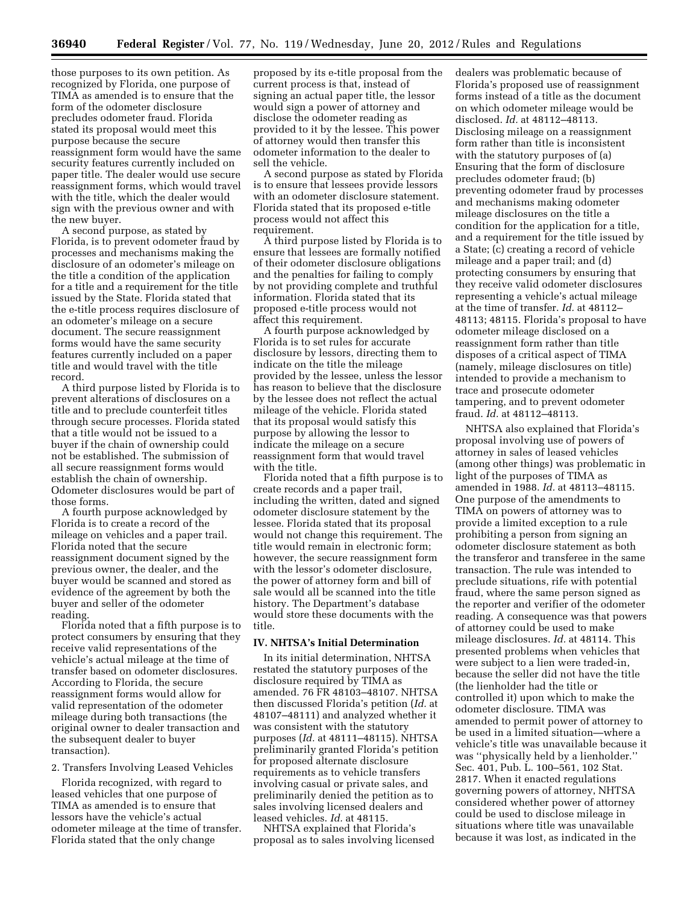those purposes to its own petition. As recognized by Florida, one purpose of TIMA as amended is to ensure that the form of the odometer disclosure precludes odometer fraud. Florida stated its proposal would meet this purpose because the secure reassignment form would have the same security features currently included on paper title. The dealer would use secure reassignment forms, which would travel with the title, which the dealer would sign with the previous owner and with the new buyer.

A second purpose, as stated by Florida, is to prevent odometer fraud by processes and mechanisms making the disclosure of an odometer's mileage on the title a condition of the application for a title and a requirement for the title issued by the State. Florida stated that the e-title process requires disclosure of an odometer's mileage on a secure document. The secure reassignment forms would have the same security features currently included on a paper title and would travel with the title record.

A third purpose listed by Florida is to prevent alterations of disclosures on a title and to preclude counterfeit titles through secure processes. Florida stated that a title would not be issued to a buyer if the chain of ownership could not be established. The submission of all secure reassignment forms would establish the chain of ownership. Odometer disclosures would be part of those forms.

A fourth purpose acknowledged by Florida is to create a record of the mileage on vehicles and a paper trail. Florida noted that the secure reassignment document signed by the previous owner, the dealer, and the buyer would be scanned and stored as evidence of the agreement by both the buyer and seller of the odometer reading.

Florida noted that a fifth purpose is to protect consumers by ensuring that they receive valid representations of the vehicle's actual mileage at the time of transfer based on odometer disclosures. According to Florida, the secure reassignment forms would allow for valid representation of the odometer mileage during both transactions (the original owner to dealer transaction and the subsequent dealer to buyer transaction).

2. Transfers Involving Leased Vehicles

Florida recognized, with regard to leased vehicles that one purpose of TIMA as amended is to ensure that lessors have the vehicle's actual odometer mileage at the time of transfer. Florida stated that the only change proposed by its e-title proposal from the current process is that, instead of signing an actual paper title, the lessor would sign a power of attorney and disclose the odometer reading as provided to it by the lessee. This power of attorney would then transfer this odometer information to the dealer to sell the vehicle.

A second purpose as stated by Florida is to ensure that lessees provide lessors with an odometer disclosure statement. Florida stated that its proposed e-title process would not affect this requirement.

A third purpose listed by Florida is to ensure that lessees are formally notified of their odometer disclosure obligations and the penalties for failing to comply by not providing complete and truthful information. Florida stated that its proposed e-title process would not affect this requirement.

A fourth purpose acknowledged by Florida is to set rules for accurate disclosure by lessors, directing them to indicate on the title the mileage provided by the lessee, unless the lessor has reason to believe that the disclosure by the lessee does not reflect the actual mileage of the vehicle. Florida stated that its proposal would satisfy this purpose by allowing the lessor to indicate the mileage on a secure reassignment form that would travel with the title.

Florida noted that a fifth purpose is to create records and a paper trail, including the written, dated and signed odometer disclosure statement by the lessee. Florida stated that its proposal would not change this requirement. The title would remain in electronic form; however, the secure reassignment form with the lessor's odometer disclosure, the power of attorney form and bill of sale would all be scanned into the title history. The Department's database would store these documents with the title.

## IV. NHTSA's Initial Determination

In its initial determination, NHTSA restated the statutory purposes of the disclosure required by TIMA as amended. 76 FR 48103–48107. NHTSA then discussed Florida's petition (*Id.* at 48107–48111) and analyzed whether it was consistent with the statutory purposes (*Id.* at 48111–48115). NHTSA preliminarily granted Florida's petition for proposed alternate disclosure requirements as to vehicle transfers involving casual or private sales, and preliminarily denied the petition as to sales involving licensed dealers and leased vehicles. *Id.* at 48115.

NHTSA explained that Florida's proposal as to sales involving licensed dealers was problematic because of Florida's proposed use of reassignment forms instead of a title as the document on which odometer mileage would be disclosed. *Id.* at 48112–48113. Disclosing mileage on a reassignment form rather than title is inconsistent with the statutory purposes of (a) Ensuring that the form of disclosure precludes odometer fraud; (b) preventing odometer fraud by processes and mechanisms making odometer mileage disclosures on the title a condition for the application for a title, and a requirement for the title issued by a State; (c) creating a record of vehicle mileage and a paper trail; and (d) protecting consumers by ensuring that they receive valid odometer disclosures representing a vehicle's actual mileage at the time of transfer. *Id.* at 48112–48113; 48115. Florida's proposal to have odometer mileage disclosed on a reassignment form rather than title disposes of a critical aspect of TIMA (namely, mileage disclosures on title) intended to provide a mechanism to trace and prosecute odometer tampering, and to prevent odometer fraud. *Id.* at 48112–48113.

NHTSA also explained that Florida's proposal involving use of powers of attorney in sales of leased vehicles (among other things) was problematic in light of the purposes of TIMA as amended in 1988. *Id.* at 48113–48115. One purpose of the amendments to TIMA on powers of attorney was to provide a limited exception to a rule prohibiting a person from signing an odometer disclosure statement as both the transferor and transferee in the same transaction. The rule was intended to preclude situations, rife with potential fraud, where the same person signed as the reporter and verifier of the odometer reading. A consequence was that powers of attorney could be used to make mileage disclosures. *Id.* at 48114. This presented problems when vehicles that were subject to a lien were traded-in, because the seller did not have the title (the lienholder had the title or controlled it) upon which to make the odometer disclosure. TIMA was amended to permit power of attorney to be used in a limited situation—where a vehicle's title was unavailable because it was "physically held by a lienholder." Sec. 401, Pub. L. 100–561, 102 Stat. 2817. When it enacted regulations governing powers of attorney, NHTSA considered whether power of attorney could be used to disclose mileage in situations where title was unavailable because it was lost, as indicated in the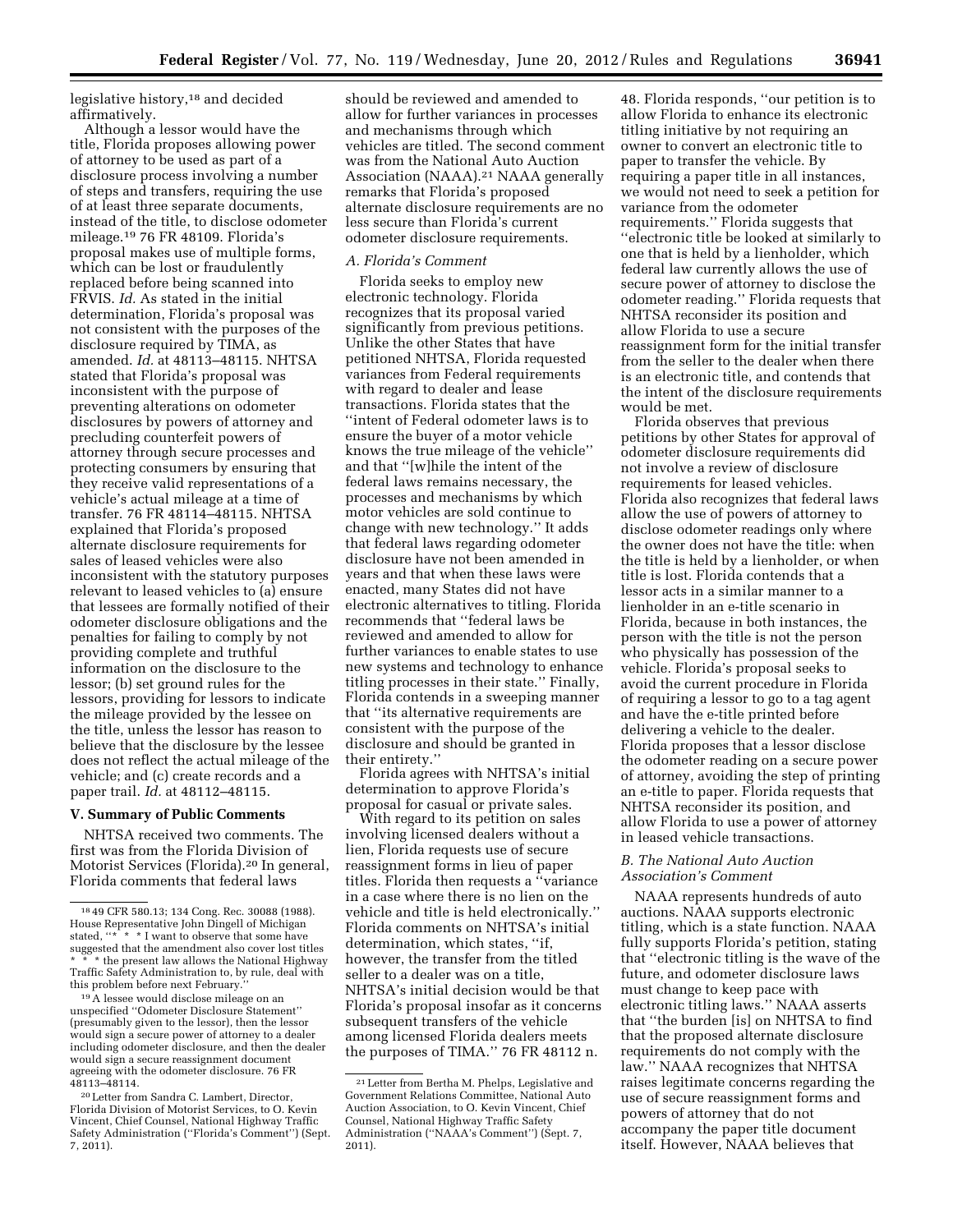legislative history,[18] and decided affirmatively.

Although a lessor would have the title, Florida proposes allowing power of attorney to be used as part of a disclosure process involving a number of steps and transfers, requiring the use of at least three separate documents, instead of the title, to disclose odometer mileage.[19] 76 FR 48109. Florida's proposal makes use of multiple forms, which can be lost or fraudulently replaced before being scanned into FRVIS. *Id.* As stated in the initial determination, Florida's proposal was not consistent with the purposes of the disclosure required by TIMA, as amended. *Id.* at 48113–48115. NHTSA stated that Florida's proposal was inconsistent with the purpose of preventing alterations on odometer disclosures by powers of attorney and precluding counterfeit powers of attorney through secure processes and protecting consumers by ensuring that they receive valid representations of a vehicle's actual mileage at a time of transfer. 76 FR 48114–48115. NHTSA explained that Florida's proposed alternate disclosure requirements for sales of leased vehicles were also inconsistent with the statutory purposes relevant to leased vehicles to (a) ensure that lessees are formally notified of their odometer disclosure obligations and the penalties for failing to comply by not providing complete and truthful information on the disclosure to the lessor; (b) set ground rules for the lessors, providing for lessors to indicate the mileage provided by the lessee on the title, unless the lessor has reason to believe that the disclosure by the lessee does not reflect the actual mileage of the vehicle; and (c) create records and a paper trail. *Id.* at 48112–48115.

## V. Summary of Public Comments

NHTSA received two comments. The first was from the Florida Division of Motorist Services (Florida).[20] In general, Florida comments that federal laws should be reviewed and amended to allow for further variances in processes and mechanisms through which vehicles are titled. The second comment was from the National Auto Auction Association (NAAA).[21] NAAA generally remarks that Florida's proposed alternate disclosure requirements are no less secure than Florida's current odometer disclosure requirements.

### A. Florida's Comment

Florida seeks to employ new electronic technology. Florida recognizes that its proposal varied significantly from previous petitions. Unlike the other States that have petitioned NHTSA, Florida requested variances from Federal requirements with regard to dealer and lease transactions. Florida states that the ''intent of Federal odometer laws is to ensure the buyer of a motor vehicle knows the true mileage of the vehicle'' and that ''[w]hile the intent of the federal laws remains necessary, the processes and mechanisms by which motor vehicles are sold continue to change with new technology.'' It adds that federal laws regarding odometer disclosure have not been amended in years and that when these laws were enacted, many States did not have electronic alternatives to titling. Florida recommends that ''federal laws be reviewed and amended to allow for further variances to enable states to use new systems and technology to enhance titling processes in their state.'' Finally, Florida contends in a sweeping manner that ''its alternative requirements are consistent with the purpose of the disclosure and should be granted in their entirety.''

Florida agrees with NHTSA's initial determination to approve Florida's proposal for casual or private sales.

With regard to its petition on sales involving licensed dealers without a lien, Florida requests use of secure reassignment forms in lieu of paper titles. Florida then requests a ''variance in a case where there is no lien on the vehicle and title is held electronically.'' Florida comments on NHTSA's initial determination, which states, ''if, however, the transfer from the titled seller to a dealer was on a title, NHTSA's initial decision would be that Florida's proposal insofar as it concerns subsequent transfers of the vehicle among licensed Florida dealers meets the purposes of TIMA.'' 76 FR 48112 n. 48. Florida responds, ''our petition is to allow Florida to enhance its electronic titling initiative by not requiring an owner to convert an electronic title to paper to transfer the vehicle. By requiring a paper title in all instances, we would not need to seek a petition for variance from the odometer requirements.'' Florida suggests that ''electronic title be looked at similarly to one that is held by a lienholder, which federal law currently allows the use of secure power of attorney to disclose the odometer reading.'' Florida requests that NHTSA reconsider its position and allow Florida to use a secure reassignment form for the initial transfer from the seller to the dealer when there is an electronic title, and contends that the intent of the disclosure requirements would be met.

Florida observes that previous petitions by other States for approval of odometer disclosure requirements did not involve a review of disclosure requirements for leased vehicles. Florida also recognizes that federal laws allow the use of powers of attorney to disclose odometer readings only where the owner does not have the title: when the title is held by a lienholder, or when title is lost. Florida contends that a lessor acts in a similar manner to a lienholder in an e-title scenario in Florida, because in both instances, the person with the title is not the person who physically has possession of the vehicle. Florida's proposal seeks to avoid the current procedure in Florida of requiring a lessor to go to a tag agent and have the e-title printed before delivering a vehicle to the dealer. Florida proposes that a lessor disclose the odometer reading on a secure power of attorney, avoiding the step of printing an e-title to paper. Florida requests that NHTSA reconsider its position, and allow Florida to use a power of attorney in leased vehicle transactions.

### B. The National Auto Auction Association's Comment

NAAA represents hundreds of auto auctions. NAAA supports electronic titling, which is a state function. NAAA fully supports Florida's petition, stating that ''electronic titling is the wave of the future, and odometer disclosure laws must change to keep pace with electronic titling laws.'' NAAA asserts that ''the burden [is] on NHTSA to find that the proposed alternate disclosure requirements do not comply with the law.'' NAAA recognizes that NHTSA raises legitimate concerns regarding the use of secure reassignment forms and powers of attorney that do not accompany the paper title document itself. However, NAAA believes that

---

[18] 49 CFR 580.13; 134 Cong. Rec. 30088 (1988). House Representative John Dingell of Michigan stated, ''* * * I want to observe that some have suggested that the amendment also cover lost titles * * * the present law allows the National Highway Traffic Safety Administration to, by rule, deal with this problem before next February.''

[19] A lessee would disclose mileage on an unspecified ''Odometer Disclosure Statement'' (presumably given to the lessor), then the lessor would sign a secure power of attorney to a dealer including odometer disclosure, and then the dealer would sign a secure reassignment document agreeing with the odometer disclosure. 76 FR 48113–48114.

[20] Letter from Sandra C. Lambert, Director, Florida Division of Motorist Services, to O. Kevin Vincent, Chief Counsel, National Highway Traffic Safety Administration (''Florida's Comment'') (Sept. 7, 2011).

[21] Letter from Bertha M. Phelps, Legislative and Government Relations Committee, National Auto Auction Association, to O. Kevin Vincent, Chief Counsel, National Highway Traffic Safety Administration (''NAAA's Comment'') (Sept. 7, 2011).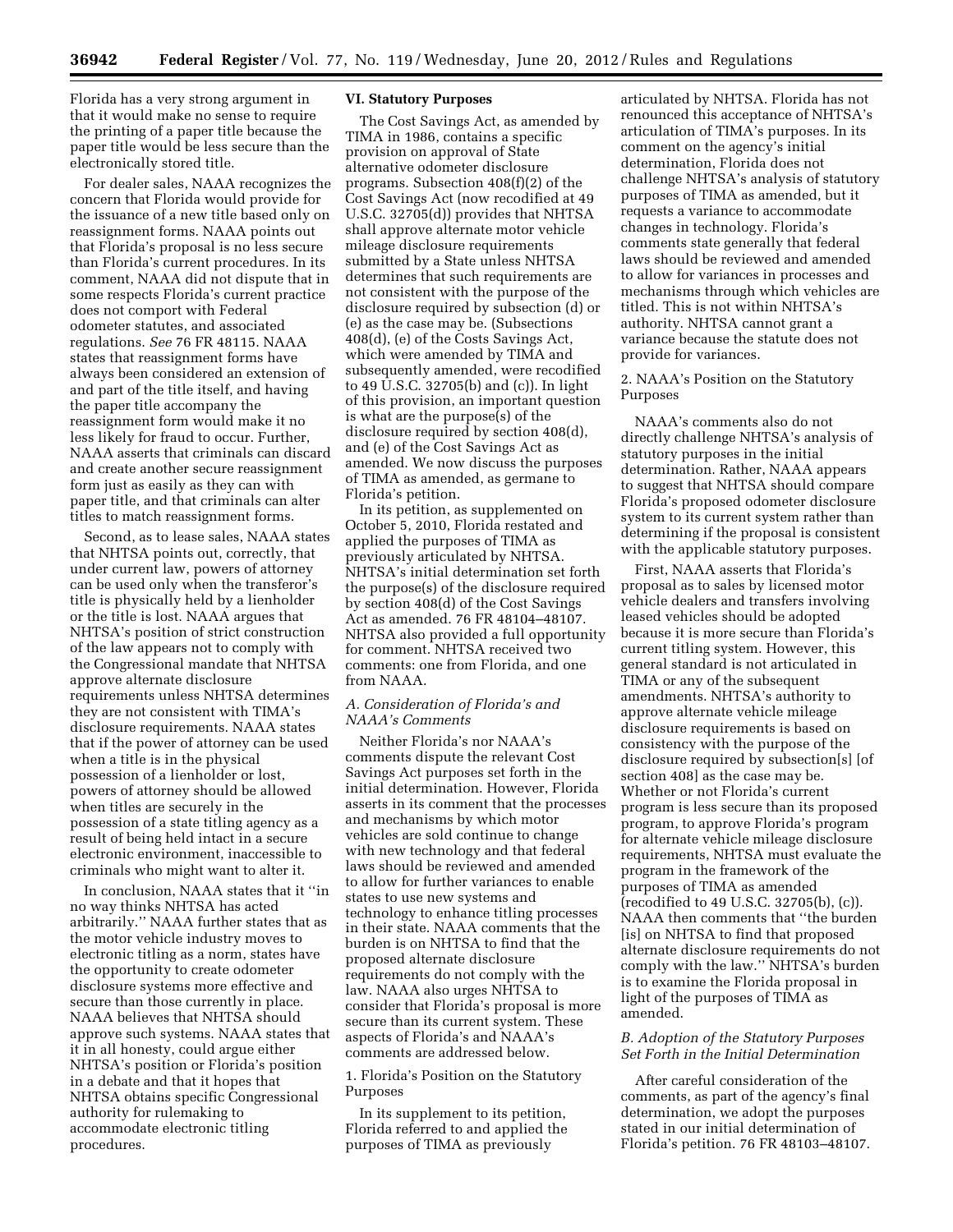Florida has a very strong argument in that it would make no sense to require the printing of a paper title because the paper title would be less secure than the electronically stored title.

For dealer sales, NAAA recognizes the concern that Florida would provide for the issuance of a new title based only on reassignment forms. NAAA points out that Florida's proposal is no less secure than Florida's current procedures. In its comment, NAAA did not dispute that in some respects Florida's current practice does not comport with Federal odometer statutes, and associated regulations. *See* 76 FR 48115. NAAA states that reassignment forms have always been considered an extension of and part of the title itself, and having the paper title accompany the reassignment form would make it no less likely for fraud to occur. Further, NAAA asserts that criminals can discard and create another secure reassignment form just as easily as they can with paper title, and that criminals can alter titles to match reassignment forms.

Second, as to lease sales, NAAA states that NHTSA points out, correctly, that under current law, powers of attorney can be used only when the transferor's title is physically held by a lienholder or the title is lost. NAAA argues that NHTSA's position of strict construction of the law appears not to comply with the Congressional mandate that NHTSA approve alternate disclosure requirements unless NHTSA determines they are not consistent with TIMA's disclosure requirements. NAAA states that if the power of attorney can be used when a title is in the physical possession of a lienholder or lost, powers of attorney should be allowed when titles are securely in the possession of a state titling agency as a result of being held intact in a secure electronic environment, inaccessible to criminals who might want to alter it.

In conclusion, NAAA states that it "in no way thinks NHTSA has acted arbitrarily." NAAA further states that as the motor vehicle industry moves to electronic titling as a norm, states have the opportunity to create odometer disclosure systems more effective and secure than those currently in place. NAAA believes that NHTSA should approve such systems. NAAA states that it in all honesty, could argue either NHTSA's position or Florida's position in a debate and that it hopes that NHTSA obtains specific Congressional authority for rulemaking to accommodate electronic titling procedures.

## VI. Statutory Purposes

The Cost Savings Act, as amended by TIMA in 1986, contains a specific provision on approval of State alternative odometer disclosure programs. Subsection 408(f)(2) of the Cost Savings Act (now recodified at 49 U.S.C. 32705(d)) provides that NHTSA shall approve alternate motor vehicle mileage disclosure requirements submitted by a State unless NHTSA determines that such requirements are not consistent with the purpose of the disclosure required by subsection (d) or (e) as the case may be. (Subsections 408(d), (e) of the Costs Savings Act, which were amended by TIMA and subsequently amended, were recodified to 49 U.S.C. 32705(b) and (c)). In light of this provision, an important question is what are the purpose(s) of the disclosure required by section 408(d), and (e) of the Cost Savings Act as amended. We now discuss the purposes of TIMA as amended, as germane to Florida's petition.

In its petition, as supplemented on October 5, 2010, Florida restated and applied the purposes of TIMA as previously articulated by NHTSA. NHTSA's initial determination set forth the purpose(s) of the disclosure required by section 408(d) of the Cost Savings Act as amended. 76 FR 48104–48107. NHTSA also provided a full opportunity for comment. NHTSA received two comments: one from Florida, and one from NAAA.

### *A. Consideration of Florida's and NAAA's Comments*

Neither Florida's nor NAAA's comments dispute the relevant Cost Savings Act purposes set forth in the initial determination. However, Florida asserts in its comment that the processes and mechanisms by which motor vehicles are sold continue to change with new technology and that federal laws should be reviewed and amended to allow for further variances to enable states to use new systems and technology to enhance titling processes in their state. NAAA comments that the burden is on NHTSA to find that the proposed alternate disclosure requirements do not comply with the law. NAAA also urges NHTSA to consider that Florida's proposal is more secure than its current system. These aspects of Florida's and NAAA's comments are addressed below.

#### 1. Florida's Position on the Statutory Purposes

In its supplement to its petition, Florida referred to and applied the purposes of TIMA as previously articulated by NHTSA. Florida has not renounced this acceptance of NHTSA's articulation of TIMA's purposes. In its comment on the agency's initial determination, Florida does not challenge NHTSA's analysis of statutory purposes of TIMA as amended, but it requests a variance to accommodate changes in technology. Florida's comments state generally that federal laws should be reviewed and amended to allow for variances in processes and mechanisms through which vehicles are titled. This is not within NHTSA's authority. NHTSA cannot grant a variance because the statute does not provide for variances.

#### 2. NAAA's Position on the Statutory Purposes

NAAA's comments also do not directly challenge NHTSA's analysis of statutory purposes in the initial determination. Rather, NAAA appears to suggest that NHTSA should compare Florida's proposed odometer disclosure system to its current system rather than determining if the proposal is consistent with the applicable statutory purposes.

First, NAAA asserts that Florida's proposal as to sales by licensed motor vehicle dealers and transfers involving leased vehicles should be adopted because it is more secure than Florida's current titling system. However, this general standard is not articulated in TIMA or any of the subsequent amendments. NHTSA's authority to approve alternate vehicle mileage disclosure requirements is based on consistency with the purpose of the disclosure required by subsection[s] [of section 408] as the case may be. Whether or not Florida's current program is less secure than its proposed program, to approve Florida's program for alternate vehicle mileage disclosure requirements, NHTSA must evaluate the program in the framework of the purposes of TIMA as amended (recodified to 49 U.S.C. 32705(b), (c)). NAAA then comments that "the burden [is] on NHTSA to find that proposed alternate disclosure requirements do not comply with the law." NHTSA's burden is to examine the Florida proposal in light of the purposes of TIMA as amended.

### *B. Adoption of the Statutory Purposes Set Forth in the Initial Determination*

After careful consideration of the comments, as part of the agency's final determination, we adopt the purposes stated in our initial determination of Florida's petition. 76 FR 48103–48107.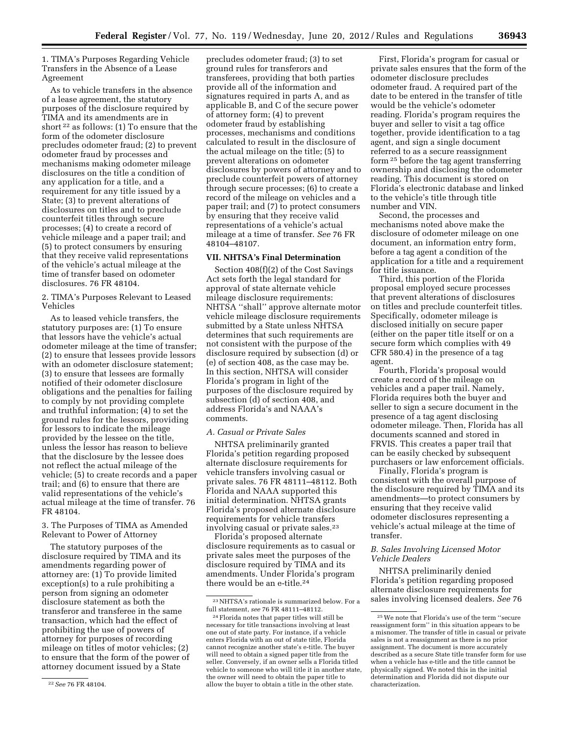1. TIMA's Purposes Regarding Vehicle Transfers in the Absence of a Lease Agreement

As to vehicle transfers in the absence of a lease agreement, the statutory purposes of the disclosure required by TIMA and its amendments are in short [22] as follows: (1) To ensure that the form of the odometer disclosure precludes odometer fraud; (2) to prevent odometer fraud by processes and mechanisms making odometer mileage disclosures on the title a condition of any application for a title, and a requirement for any title issued by a State; (3) to prevent alterations of disclosures on titles and to preclude counterfeit titles through secure processes; (4) to create a record of vehicle mileage and a paper trail; and (5) to protect consumers by ensuring that they receive valid representations of the vehicle's actual mileage at the time of transfer based on odometer disclosures. 76 FR 48104.

2. TIMA's Purposes Relevant to Leased Vehicles

As to leased vehicle transfers, the statutory purposes are: (1) To ensure that lessors have the vehicle's actual odometer mileage at the time of transfer; (2) to ensure that lessees provide lessors with an odometer disclosure statement; (3) to ensure that lessees are formally notified of their odometer disclosure obligations and the penalties for failing to comply by not providing complete and truthful information; (4) to set the ground rules for the lessors, providing for lessors to indicate the mileage provided by the lessee on the title, unless the lessor has reason to believe that the disclosure by the lessee does not reflect the actual mileage of the vehicle; (5) to create records and a paper trail; and (6) to ensure that there are valid representations of the vehicle's actual mileage at the time of transfer. 76 FR 48104.

3. The Purposes of TIMA as Amended Relevant to Power of Attorney

The statutory purposes of the disclosure required by TIMA and its amendments regarding power of attorney are: (1) To provide limited exception(s) to a rule prohibiting a person from signing an odometer disclosure statement as both the transferor and transferee in the same transaction, which had the effect of prohibiting the use of powers of attorney for purposes of recording mileage on titles of motor vehicles; (2) to ensure that the form of the power of attorney document issued by a State precludes odometer fraud; (3) to set ground rules for transferors and transferees, providing that both parties provide all of the information and signatures required in parts A, and as applicable B, and C of the secure power of attorney form; (4) to prevent odometer fraud by establishing processes, mechanisms and conditions calculated to result in the disclosure of the actual mileage on the title; (5) to prevent alterations on odometer disclosures by powers of attorney and to preclude counterfeit powers of attorney through secure processes; (6) to create a record of the mileage on vehicles and a paper trail; and (7) to protect consumers by ensuring that they receive valid representations of a vehicle's actual mileage at a time of transfer. *See* 76 FR 48104–48107.

## VII. NHTSA's Final Determination

Section 408(f)(2) of the Cost Savings Act sets forth the legal standard for approval of state alternate vehicle mileage disclosure requirements: NHTSA "shall" approve alternate motor vehicle mileage disclosure requirements submitted by a State unless NHTSA determines that such requirements are not consistent with the purpose of the disclosure required by subsection (d) or (e) of section 408, as the case may be. In this section, NHTSA will consider Florida's program in light of the purposes of the disclosure required by subsection (d) of section 408, and address Florida's and NAAA's comments.

### *A. Casual or Private Sales*

NHTSA preliminarily granted Florida's petition regarding proposed alternate disclosure requirements for vehicle transfers involving casual or private sales. 76 FR 48111–48112. Both Florida and NAAA supported this initial determination. NHTSA grants Florida's proposed alternate disclosure requirements for vehicle transfers involving casual or private sales.[23]

Florida's proposed alternate disclosure requirements as to casual or private sales meet the purposes of the disclosure required by TIMA and its amendments. Under Florida's program there would be an e-title.[24]

First, Florida's program for casual or private sales ensures that the form of the odometer disclosure precludes odometer fraud. A required part of the date to be entered in the transfer of title would be the vehicle's odometer reading. Florida's program requires the buyer and seller to visit a tag office together, provide identification to a tag agent, and sign a single document referred to as a secure reassignment form [25] before the tag agent transferring ownership and disclosing the odometer reading. This document is stored on Florida's electronic database and linked to the vehicle's title through title number and VIN.

Second, the processes and mechanisms noted above make the disclosure of odometer mileage on one document, an information entry form, before a tag agent a condition of the application for a title and a requirement for title issuance.

Third, this portion of the Florida proposal employed secure processes that prevent alterations of disclosures on titles and preclude counterfeit titles. Specifically, odometer mileage is disclosed initially on secure paper (either on the paper title itself or on a secure form which complies with 49 CFR 580.4) in the presence of a tag agent.

Fourth, Florida's proposal would create a record of the mileage on vehicles and a paper trail. Namely, Florida requires both the buyer and seller to sign a secure document in the presence of a tag agent disclosing odometer mileage. Then, Florida has all documents scanned and stored in FRVIS. This creates a paper trail that can be easily checked by subsequent purchasers or law enforcement officials.

Finally, Florida's program is consistent with the overall purpose of the disclosure required by TIMA and its amendments—to protect consumers by ensuring that they receive valid odometer disclosures representing a vehicle's actual mileage at the time of transfer.

### *B. Sales Involving Licensed Motor Vehicle Dealers*

NHTSA preliminarily denied Florida's petition regarding proposed alternate disclosure requirements for sales involving licensed dealers. *See* 76

---

[22] *See* 76 FR 48104.

[23] NHTSA's rationale is summarized below. For a full statement, *see* 76 FR 48111–48112.

[24] Florida notes that paper titles will still be necessary for title transactions involving at least one out of state party. For instance, if a vehicle enters Florida with an out of state title, Florida cannot recognize another state's e-title. The buyer will need to obtain a signed paper title from the seller. Conversely, if an owner sells a Florida titled vehicle to someone who will title it in another state, the owner will need to obtain the paper title to allow the buyer to obtain a title in the other state.

[25] We note that Florida's use of the term "secure reassignment form" in this situation appears to be a misnomer. The transfer of title in casual or private sales is not a reassignment as there is no prior assignment. The document is more accurately described as a secure State title transfer form for use when a vehicle has e-title and the title cannot be physically signed. We noted this in the initial determination and Florida did not dispute our characterization.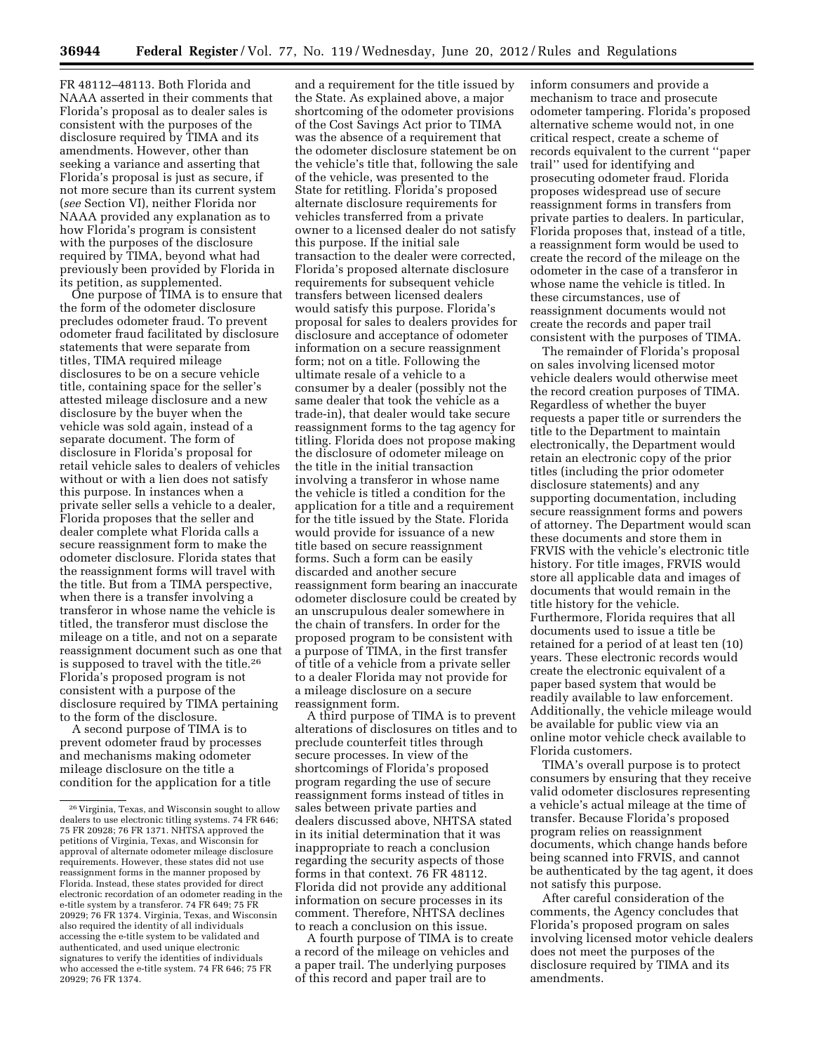FR 48112–48113. Both Florida and NAAA asserted in their comments that Florida's proposal as to dealer sales is consistent with the purposes of the disclosure required by TIMA and its amendments. However, other than seeking a variance and asserting that Florida's proposal is just as secure, if not more secure than its current system (*see* Section VI), neither Florida nor NAAA provided any explanation as to how Florida's program is consistent with the purposes of the disclosure required by TIMA, beyond what had previously been provided by Florida in its petition, as supplemented.

One purpose of TIMA is to ensure that the form of the odometer disclosure precludes odometer fraud. To prevent odometer fraud facilitated by disclosure statements that were separate from titles, TIMA required mileage disclosures to be on a secure vehicle title, containing space for the seller's attested mileage disclosure and a new disclosure by the buyer when the vehicle was sold again, instead of a separate document. The form of disclosure in Florida's proposal for retail vehicle sales to dealers of vehicles without or with a lien does not satisfy this purpose. In instances when a private seller sells a vehicle to a dealer, Florida proposes that the seller and dealer complete what Florida calls a secure reassignment form to make the odometer disclosure. Florida states that the reassignment forms will travel with the title. But from a TIMA perspective, when there is a transfer involving a transferor in whose name the vehicle is titled, the transferor must disclose the mileage on a title, and not on a separate reassignment document such as one that is supposed to travel with the title.[26] Florida's proposed program is not consistent with a purpose of the disclosure required by TIMA pertaining to the form of the disclosure.

A second purpose of TIMA is to prevent odometer fraud by processes and mechanisms making odometer mileage disclosure on the title a condition for the application for a title and a requirement for the title issued by the State. As explained above, a major shortcoming of the odometer provisions of the Cost Savings Act prior to TIMA was the absence of a requirement that the odometer disclosure statement be on the vehicle's title that, following the sale of the vehicle, was presented to the State for retitling. Florida's proposed alternate disclosure requirements for vehicles transferred from a private owner to a licensed dealer do not satisfy this purpose. If the initial sale transaction to the dealer were corrected, Florida's proposed alternate disclosure requirements for subsequent vehicle transfers between licensed dealers would satisfy this purpose. Florida's proposal for sales to dealers provides for disclosure and acceptance of odometer information on a secure reassignment form; not on a title. Following the ultimate resale of a vehicle to a consumer by a dealer (possibly not the same dealer that took the vehicle as a trade-in), that dealer would take secure reassignment forms to the tag agency for titling. Florida does not propose making the disclosure of odometer mileage on the title in the initial transaction involving a transferor in whose name the vehicle is titled a condition for the application for a title and a requirement for the title issued by the State. Florida would provide for issuance of a new title based on secure reassignment forms. Such a form can be easily discarded and another secure reassignment form bearing an inaccurate odometer disclosure could be created by an unscrupulous dealer somewhere in the chain of transfers. In order for the proposed program to be consistent with a purpose of TIMA, in the first transfer of title of a vehicle from a private seller to a dealer Florida may not provide for a mileage disclosure on a secure reassignment form.

A third purpose of TIMA is to prevent alterations of disclosures on titles and to preclude counterfeit titles through secure processes. In view of the shortcomings of Florida's proposed program regarding the use of secure reassignment forms instead of titles in sales between private parties and dealers discussed above, NHTSA stated in its initial determination that it was inappropriate to reach a conclusion regarding the security aspects of those forms in that context. 76 FR 48112. Florida did not provide any additional information on secure processes in its comment. Therefore, NHTSA declines to reach a conclusion on this issue.

A fourth purpose of TIMA is to create a record of the mileage on vehicles and a paper trail. The underlying purposes of this record and paper trail are to inform consumers and provide a mechanism to trace and prosecute odometer tampering. Florida's proposed alternative scheme would not, in one critical respect, create a scheme of records equivalent to the current "paper trail" used for identifying and prosecuting odometer fraud. Florida proposes widespread use of secure reassignment forms in transfers from private parties to dealers. In particular, Florida proposes that, instead of a title, a reassignment form would be used to create the record of the mileage on the odometer in the case of a transferor in whose name the vehicle is titled. In these circumstances, use of reassignment documents would not create the records and paper trail consistent with the purposes of TIMA.

The remainder of Florida's proposal on sales involving licensed motor vehicle dealers would otherwise meet the record creation purposes of TIMA. Regardless of whether the buyer requests a paper title or surrenders the title to the Department to maintain electronically, the Department would retain an electronic copy of the prior titles (including the prior odometer disclosure statements) and any supporting documentation, including secure reassignment forms and powers of attorney. The Department would scan these documents and store them in FRVIS with the vehicle's electronic title history. For title images, FRVIS would store all applicable data and images of documents that would remain in the title history for the vehicle. Furthermore, Florida requires that all documents used to issue a title be retained for a period of at least ten (10) years. These electronic records would create the electronic equivalent of a paper based system that would be readily available to law enforcement. Additionally, the vehicle mileage would be available for public view via an online motor vehicle check available to Florida customers.

TIMA's overall purpose is to protect consumers by ensuring that they receive valid odometer disclosures representing a vehicle's actual mileage at the time of transfer. Because Florida's proposed program relies on reassignment documents, which change hands before being scanned into FRVIS, and cannot be authenticated by the tag agent, it does not satisfy this purpose.

After careful consideration of the comments, the Agency concludes that Florida's proposed program on sales involving licensed motor vehicle dealers does not meet the purposes of the disclosure required by TIMA and its amendments.

[26] Virginia, Texas, and Wisconsin sought to allow dealers to use electronic titling systems. 74 FR 646; 75 FR 20928; 76 FR 1371. NHTSA approved the petitions of Virginia, Texas, and Wisconsin for approval of alternate odometer mileage disclosure requirements. However, these states did not use reassignment forms in the manner proposed by Florida. Instead, these states provided for direct electronic recordation of an odometer reading in the e-title system by a transferor. 74 FR 649; 75 FR 20929; 76 FR 1374. Virginia, Texas, and Wisconsin also required the identity of all individuals accessing the e-title system to be validated and authenticated, and used unique electronic signatures to verify the identities of individuals who accessed the e-title system. 74 FR 646; 75 FR 20929; 76 FR 1374.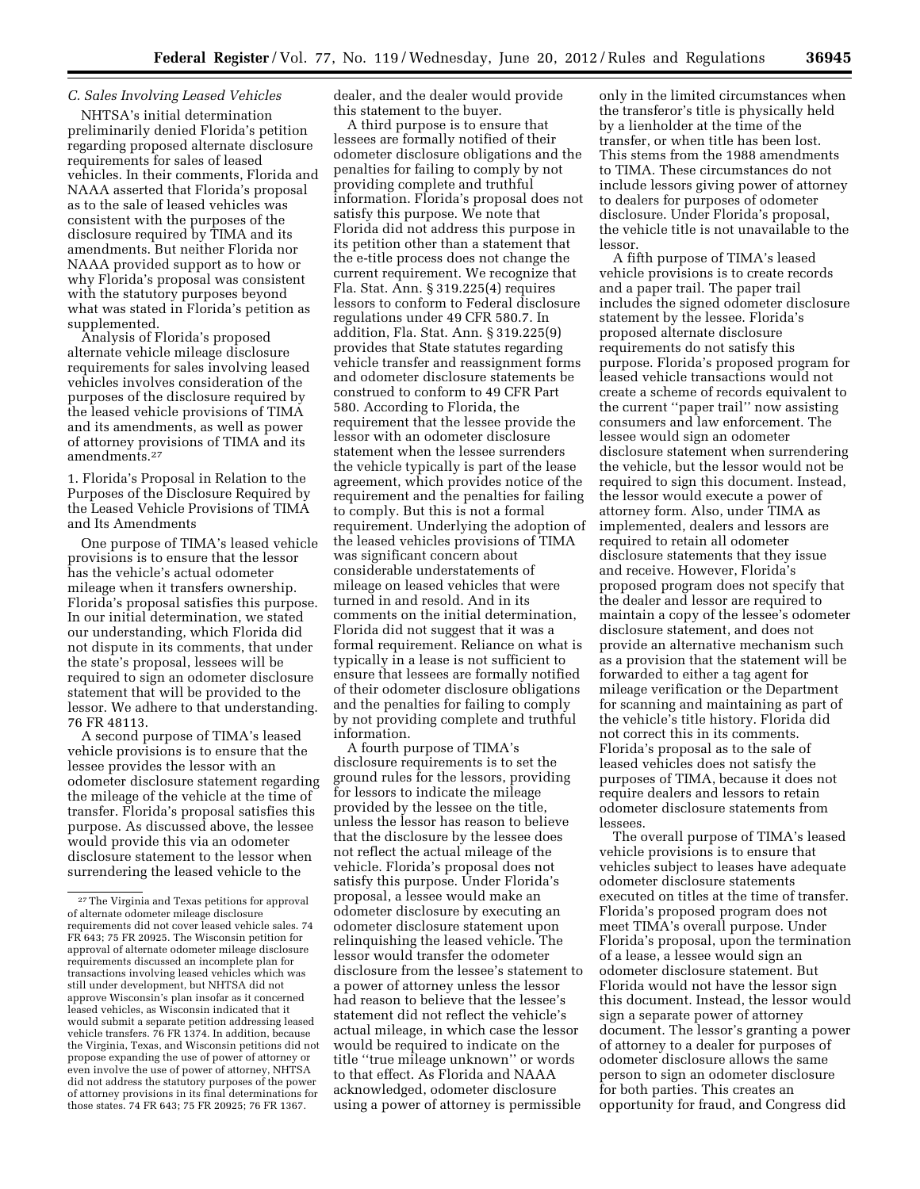### C. Sales Involving Leased Vehicles

NHTSA's initial determination preliminarily denied Florida's petition regarding proposed alternate disclosure requirements for sales of leased vehicles. In their comments, Florida and NAAA asserted that Florida's proposal as to the sale of leased vehicles was consistent with the purposes of the disclosure required by TIMA and its amendments. But neither Florida nor NAAA provided support as to how or why Florida's proposal was consistent with the statutory purposes beyond what was stated in Florida's petition as supplemented.

Analysis of Florida's proposed alternate vehicle mileage disclosure requirements for sales involving leased vehicles involves consideration of the purposes of the disclosure required by the leased vehicle provisions of TIMA and its amendments, as well as power of attorney provisions of TIMA and its amendments.[27]

1. Florida's Proposal in Relation to the Purposes of the Disclosure Required by the Leased Vehicle Provisions of TIMA and Its Amendments

One purpose of TIMA's leased vehicle provisions is to ensure that the lessor has the vehicle's actual odometer mileage when it transfers ownership. Florida's proposal satisfies this purpose. In our initial determination, we stated our understanding, which Florida did not dispute in its comments, that under the state's proposal, lessees will be required to sign an odometer disclosure statement that will be provided to the lessor. We adhere to that understanding. 76 FR 48113.

A second purpose of TIMA's leased vehicle provisions is to ensure that the lessee provides the lessor with an odometer disclosure statement regarding the mileage of the vehicle at the time of transfer. Florida's proposal satisfies this purpose. As discussed above, the lessee would provide this via an odometer disclosure statement to the lessor when surrendering the leased vehicle to the dealer, and the dealer would provide this statement to the buyer.

A third purpose is to ensure that lessees are formally notified of their odometer disclosure obligations and the penalties for failing to comply by not providing complete and truthful information. Florida's proposal does not satisfy this purpose. We note that Florida did not address this purpose in its petition other than a statement that the e-title process does not change the current requirement. We recognize that Fla. Stat. Ann. § 319.225(4) requires lessors to conform to Federal disclosure regulations under 49 CFR 580.7. In addition, Fla. Stat. Ann. § 319.225(9) provides that State statutes regarding vehicle transfer and reassignment forms and odometer disclosure statements be construed to conform to 49 CFR Part 580. According to Florida, the requirement that the lessee provide the lessor with an odometer disclosure statement when the lessee surrenders the vehicle typically is part of the lease agreement, which provides notice of the requirement and the penalties for failing to comply. But this is not a formal requirement. Underlying the adoption of the leased vehicles provisions of TIMA was significant concern about considerable understatements of mileage on leased vehicles that were turned in and resold. And in its comments on the initial determination, Florida did not suggest that it was a formal requirement. Reliance on what is typically in a lease is not sufficient to ensure that lessees are formally notified of their odometer disclosure obligations and the penalties for failing to comply by not providing complete and truthful information.

A fourth purpose of TIMA's disclosure requirements is to set the ground rules for the lessors, providing for lessors to indicate the mileage provided by the lessee on the title, unless the lessor has reason to believe that the disclosure by the lessee does not reflect the actual mileage of the vehicle. Florida's proposal does not satisfy this purpose. Under Florida's proposal, a lessee would make an odometer disclosure by executing an odometer disclosure statement upon relinquishing the leased vehicle. The lessor would transfer the odometer disclosure from the lessee's statement to a power of attorney unless the lessor had reason to believe that the lessee's statement did not reflect the vehicle's actual mileage, in which case the lessor would be required to indicate on the title "true mileage unknown" or words to that effect. As Florida and NAAA acknowledged, odometer disclosure using a power of attorney is permissible only in the limited circumstances when the transferor's title is physically held by a lienholder at the time of the transfer, or when title has been lost. This stems from the 1988 amendments to TIMA. These circumstances do not include lessors giving power of attorney to dealers for purposes of odometer disclosure. Under Florida's proposal, the vehicle title is not unavailable to the lessor.

A fifth purpose of TIMA's leased vehicle provisions is to create records and a paper trail. The paper trail includes the signed odometer disclosure statement by the lessee. Florida's proposed alternate disclosure requirements do not satisfy this purpose. Florida's proposed program for leased vehicle transactions would not create a scheme of records equivalent to the current "paper trail" now assisting consumers and law enforcement. The lessee would sign an odometer disclosure statement when surrendering the vehicle, but the lessor would not be required to sign this document. Instead, the lessor would execute a power of attorney form. Also, under TIMA as implemented, dealers and lessors are required to retain all odometer disclosure statements that they issue and receive. However, Florida's proposed program does not specify that the dealer and lessor are required to maintain a copy of the lessee's odometer disclosure statement, and does not provide an alternative mechanism such as a provision that the statement will be forwarded to either a tag agent for mileage verification or the Department for scanning and maintaining as part of the vehicle's title history. Florida did not correct this in its comments. Florida's proposal as to the sale of leased vehicles does not satisfy the purposes of TIMA, because it does not require dealers and lessors to retain odometer disclosure statements from lessees.

The overall purpose of TIMA's leased vehicle provisions is to ensure that vehicles subject to leases have adequate odometer disclosure statements executed on titles at the time of transfer. Florida's proposed program does not meet TIMA's overall purpose. Under Florida's proposal, upon the termination of a lease, a lessee would sign an odometer disclosure statement. But Florida would not have the lessor sign this document. Instead, the lessor would sign a separate power of attorney document. The lessor's granting a power of attorney to a dealer for purposes of odometer disclosure allows the same person to sign an odometer disclosure for both parties. This creates an opportunity for fraud, and Congress did

[27] The Virginia and Texas petitions for approval of alternate odometer mileage disclosure requirements did not cover leased vehicle sales. 74 FR 643; 75 FR 20925. The Wisconsin petition for approval of alternate odometer mileage disclosure requirements discussed an incomplete plan for transactions involving leased vehicles which was still under development, but NHTSA did not approve Wisconsin's plan insofar as it concerned leased vehicles, as Wisconsin indicated that it would submit a separate petition addressing leased vehicle transfers. 76 FR 1374. In addition, because the Virginia, Texas, and Wisconsin petitions did not propose expanding the use of power of attorney or even involve the use of power of attorney, NHTSA did not address the statutory purposes of the power of attorney provisions in its final determinations for those states. 74 FR 643; 75 FR 20925; 76 FR 1367.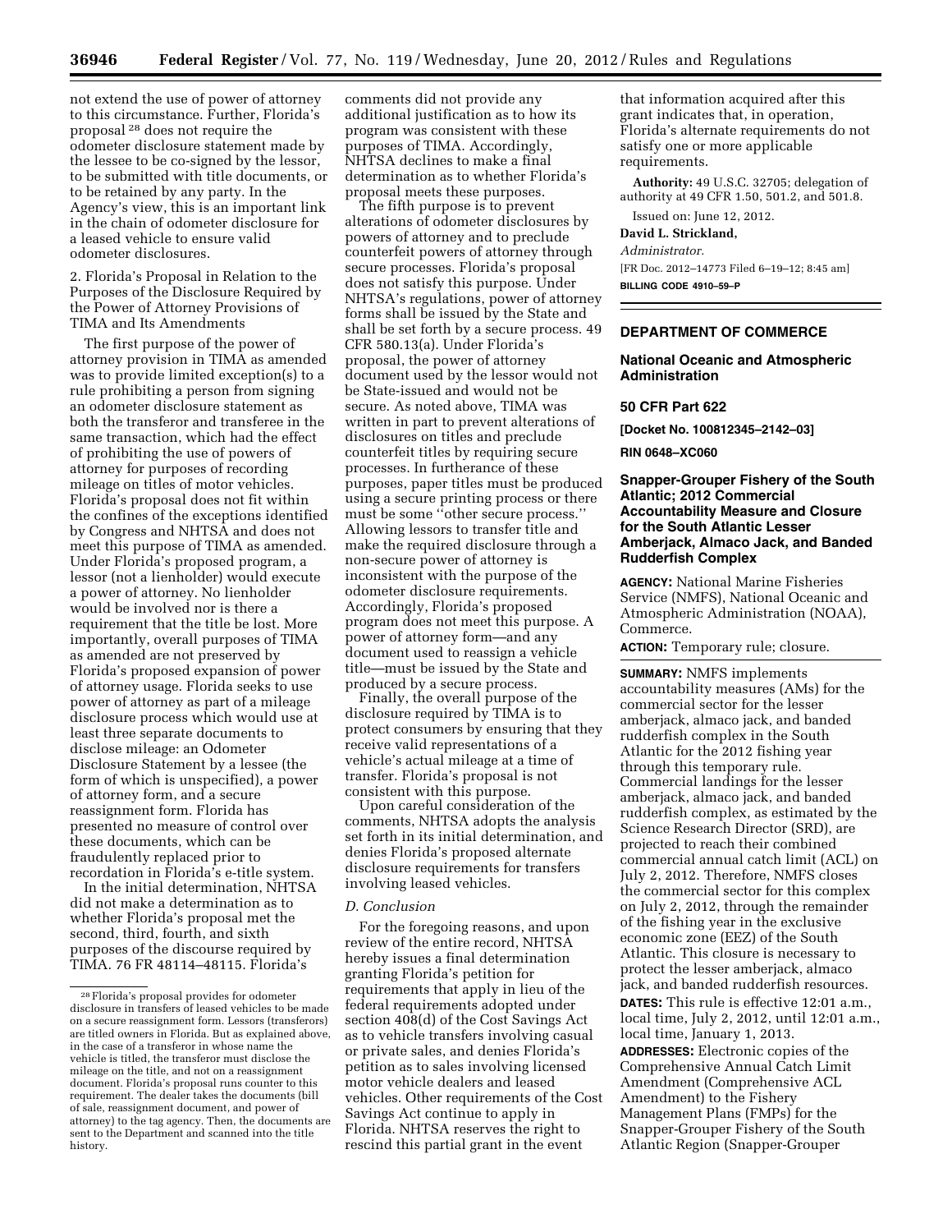not extend the use of power of attorney to this circumstance. Further, Florida's proposal [28] does not require the odometer disclosure statement made by the lessee to be co-signed by the lessor, to be submitted with title documents, or to be retained by any party. In the Agency's view, this is an important link in the chain of odometer disclosure for a leased vehicle to ensure valid odometer disclosures.

2. Florida's Proposal in Relation to the Purposes of the Disclosure Required by the Power of Attorney Provisions of TIMA and Its Amendments

The first purpose of the power of attorney provision in TIMA as amended was to provide limited exception(s) to a rule prohibiting a person from signing an odometer disclosure statement as both the transferor and transferee in the same transaction, which had the effect of prohibiting the use of powers of attorney for purposes of recording mileage on titles of motor vehicles. Florida's proposal does not fit within the confines of the exceptions identified by Congress and NHTSA and does not meet this purpose of TIMA as amended. Under Florida's proposed program, a lessor (not a lienholder) would execute a power of attorney. No lienholder would be involved nor is there a requirement that the title be lost. More importantly, overall purposes of TIMA as amended are not preserved by Florida's proposed expansion of power of attorney usage. Florida seeks to use power of attorney as part of a mileage disclosure process which would use at least three separate documents to disclose mileage: an Odometer Disclosure Statement by a lessee (the form of which is unspecified), a power of attorney form, and a secure reassignment form. Florida has presented no measure of control over these documents, which can be fraudulently replaced prior to recordation in Florida's e-title system.

In the initial determination, NHTSA did not make a determination as to whether Florida's proposal met the second, third, fourth, and sixth purposes of the discourse required by TIMA. 76 FR 48114–48115. Florida's comments did not provide any additional justification as to how its program was consistent with these purposes of TIMA. Accordingly, NHTSA declines to make a final determination as to whether Florida's proposal meets these purposes.

The fifth purpose is to prevent alterations of odometer disclosures by powers of attorney and to preclude counterfeit powers of attorney through secure processes. Florida's proposal does not satisfy this purpose. Under NHTSA's regulations, power of attorney forms shall be issued by the State and shall be set forth by a secure process. 49 CFR 580.13(a). Under Florida's proposal, the power of attorney document used by the lessor would not be State-issued and would not be secure. As noted above, TIMA was written in part to prevent alterations of disclosures on titles and preclude counterfeit titles by requiring secure processes. In furtherance of these purposes, paper titles must be produced using a secure printing process or there must be some ''other secure process.'' Allowing lessors to transfer title and make the required disclosure through a non-secure power of attorney is inconsistent with the purpose of the odometer disclosure requirements. Accordingly, Florida's proposed program does not meet this purpose. A power of attorney form—and any document used to reassign a vehicle title—must be issued by the State and produced by a secure process.

Finally, the overall purpose of the disclosure required by TIMA is to protect consumers by ensuring that they receive valid representations of a vehicle's actual mileage at a time of transfer. Florida's proposal is not consistent with this purpose.

Upon careful consideration of the comments, NHTSA adopts the analysis set forth in its initial determination, and denies Florida's proposed alternate disclosure requirements for transfers involving leased vehicles.

*D. Conclusion*

For the foregoing reasons, and upon review of the entire record, NHTSA hereby issues a final determination granting Florida's petition for requirements that apply in lieu of the federal requirements adopted under section 408(d) of the Cost Savings Act as to vehicle transfers involving casual or private sales, and denies Florida's petition as to sales involving licensed motor vehicle dealers and leased vehicles. Other requirements of the Cost Savings Act continue to apply in Florida. NHTSA reserves the right to rescind this partial grant in the event that information acquired after this grant indicates that, in operation, Florida's alternate requirements do not satisfy one or more applicable requirements.

**Authority:** 49 U.S.C. 32705; delegation of authority at 49 CFR 1.50, 501.2, and 501.8.

Issued on: June 12, 2012.

**David L. Strickland,**

*Administrator.*

[FR Doc. 2012–14773 Filed 6–19–12; 8:45 am]

**BILLING CODE 4910–59–P**

[28] Florida's proposal provides for odometer disclosure in transfers of leased vehicles to be made on a secure reassignment form. Lessors (transferors) are titled owners in Florida. But as explained above, in the case of a transferor in whose name the vehicle is titled, the transferor must disclose the mileage on the title, and not on a reassignment document. Florida's proposal runs counter to this requirement. The dealer takes the documents (bill of sale, reassignment document, and power of attorney) to the tag agency. Then, the documents are sent to the Department and scanned into the title history.

---

## DEPARTMENT OF COMMERCE

### National Oceanic and Atmospheric Administration

### 50 CFR Part 622

**[Docket No. 100812345–2142–03]**

**RIN 0648–XC060**

### Snapper-Grouper Fishery of the South Atlantic; 2012 Commercial Accountability Measure and Closure for the South Atlantic Lesser Amberjack, Almaco Jack, and Banded Rudderfish Complex

**AGENCY:** National Marine Fisheries Service (NMFS), National Oceanic and Atmospheric Administration (NOAA), Commerce.

**ACTION:** Temporary rule; closure.

**SUMMARY:** NMFS implements accountability measures (AMs) for the commercial sector for the lesser amberjack, almaco jack, and banded rudderfish complex in the South Atlantic for the 2012 fishing year through this temporary rule. Commercial landings for the lesser amberjack, almaco jack, and banded rudderfish complex, as estimated by the Science Research Director (SRD), are projected to reach their combined commercial annual catch limit (ACL) on July 2, 2012. Therefore, NMFS closes the commercial sector for this complex on July 2, 2012, through the remainder of the fishing year in the exclusive economic zone (EEZ) of the South Atlantic. This closure is necessary to protect the lesser amberjack, almaco jack, and banded rudderfish resources.

**DATES:** This rule is effective 12:01 a.m., local time, July 2, 2012, until 12:01 a.m., local time, January 1, 2013.

**ADDRESSES:** Electronic copies of the Comprehensive Annual Catch Limit Amendment (Comprehensive ACL Amendment) to the Fishery Management Plans (FMPs) for the Snapper-Grouper Fishery of the South Atlantic Region (Snapper-Grouper